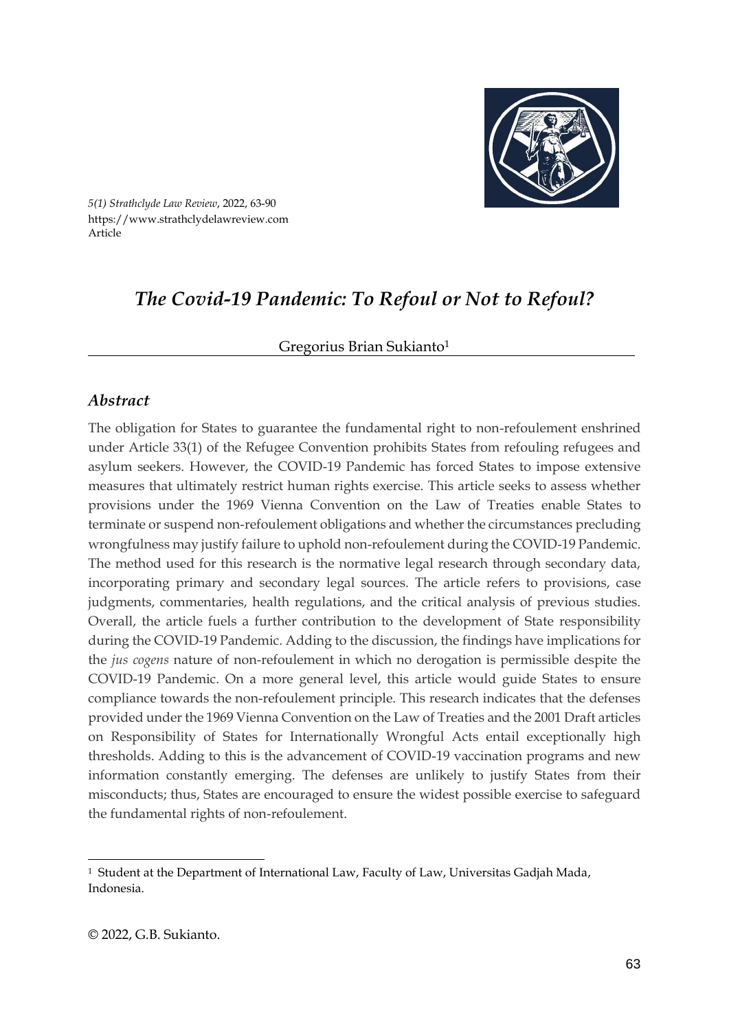*5(1) Strathclyde Law Review*, 2022, 63-90
https://www.strathclydelawreview.com
Article

# *The Covid-19 Pandemic: To Refoul or Not to Refoul?*

Gregorius Brian Sukianto[1]

## *Abstract*

The obligation for States to guarantee the fundamental right to non-refoulement enshrined under Article 33(1) of the Refugee Convention prohibits States from refouling refugees and asylum seekers. However, the COVID-19 Pandemic has forced States to impose extensive measures that ultimately restrict human rights exercise. This article seeks to assess whether provisions under the 1969 Vienna Convention on the Law of Treaties enable States to terminate or suspend non-refoulement obligations and whether the circumstances precluding wrongfulness may justify failure to uphold non-refoulement during the COVID-19 Pandemic. The method used for this research is the normative legal research through secondary data, incorporating primary and secondary legal sources. The article refers to provisions, case judgments, commentaries, health regulations, and the critical analysis of previous studies. Overall, the article fuels a further contribution to the development of State responsibility during the COVID-19 Pandemic. Adding to the discussion, the findings have implications for the *jus cogens* nature of non-refoulement in which no derogation is permissible despite the COVID-19 Pandemic. On a more general level, this article would guide States to ensure compliance towards the non-refoulement principle. This research indicates that the defenses provided under the 1969 Vienna Convention on the Law of Treaties and the 2001 Draft articles on Responsibility of States for Internationally Wrongful Acts entail exceptionally high thresholds. Adding to this is the advancement of COVID-19 vaccination programs and new information constantly emerging. The defenses are unlikely to justify States from their misconducts; thus, States are encouraged to ensure the widest possible exercise to safeguard the fundamental rights of non-refoulement.

---

[1] Student at the Department of International Law, Faculty of Law, Universitas Gadjah Mada, Indonesia.

© 2022, G.B. Sukianto.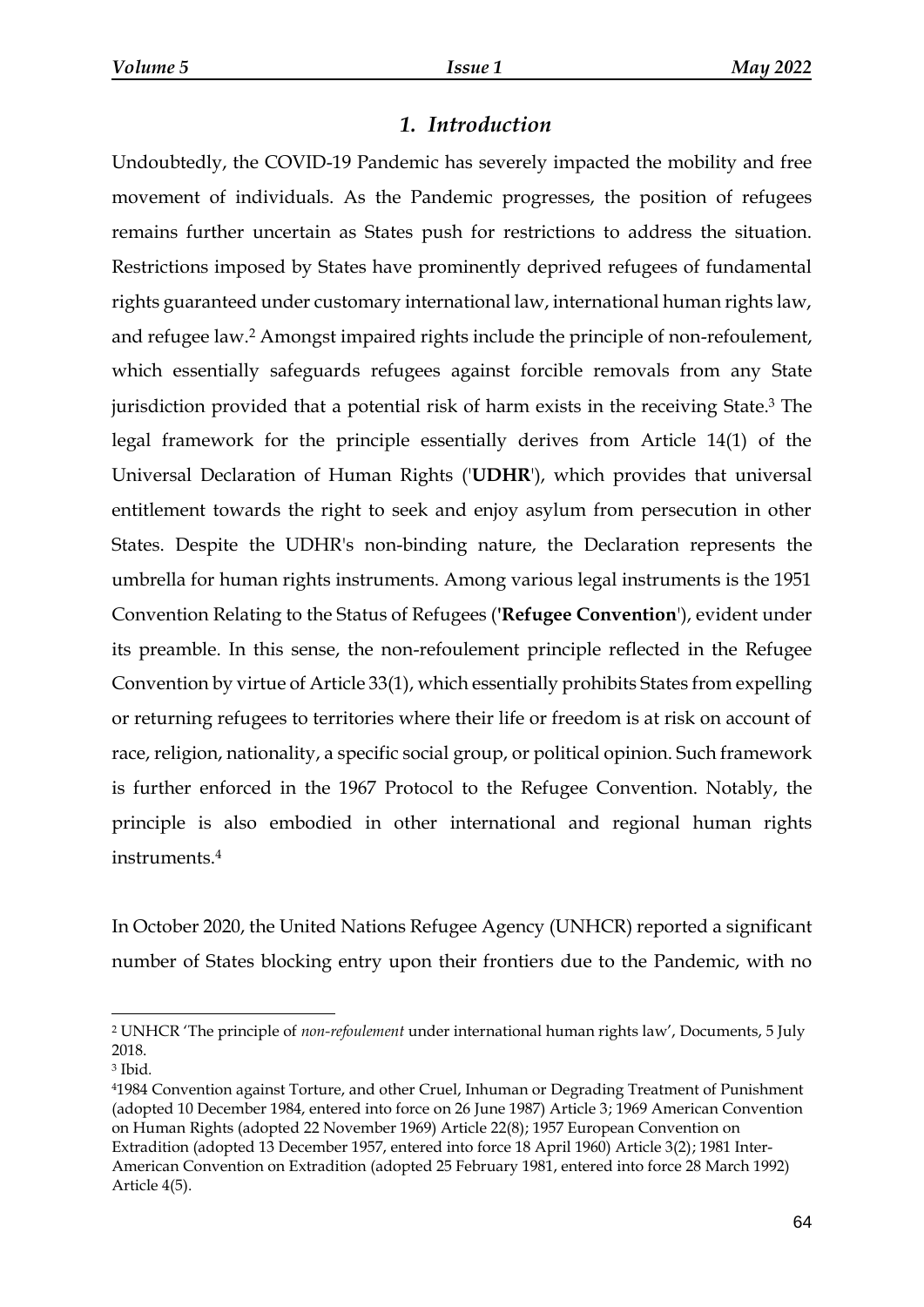## *1. Introduction*

Undoubtedly, the COVID-19 Pandemic has severely impacted the mobility and free movement of individuals. As the Pandemic progresses, the position of refugees remains further uncertain as States push for restrictions to address the situation. Restrictions imposed by States have prominently deprived refugees of fundamental rights guaranteed under customary international law, international human rights law, and refugee law.[2] Amongst impaired rights include the principle of non-refoulement, which essentially safeguards refugees against forcible removals from any State jurisdiction provided that a potential risk of harm exists in the receiving State.[3] The legal framework for the principle essentially derives from Article 14(1) of the Universal Declaration of Human Rights ('**UDHR**'), which provides that universal entitlement towards the right to seek and enjoy asylum from persecution in other States. Despite the UDHR's non-binding nature, the Declaration represents the umbrella for human rights instruments. Among various legal instruments is the 1951 Convention Relating to the Status of Refugees ('**Refugee Convention**'), evident under its preamble. In this sense, the non-refoulement principle reflected in the Refugee Convention by virtue of Article 33(1), which essentially prohibits States from expelling or returning refugees to territories where their life or freedom is at risk on account of race, religion, nationality, a specific social group, or political opinion. Such framework is further enforced in the 1967 Protocol to the Refugee Convention. Notably, the principle is also embodied in other international and regional human rights instruments.[4]

In October 2020, the United Nations Refugee Agency (UNHCR) reported a significant number of States blocking entry upon their frontiers due to the Pandemic, with no

---

[2] UNHCR 'The principle of *non-refoulement* under international human rights law', Documents, 5 July 2018.

[3] Ibid.

[4] 1984 Convention against Torture, and other Cruel, Inhuman or Degrading Treatment of Punishment (adopted 10 December 1984, entered into force on 26 June 1987) Article 3; 1969 American Convention on Human Rights (adopted 22 November 1969) Article 22(8); 1957 European Convention on Extradition (adopted 13 December 1957, entered into force 18 April 1960) Article 3(2); 1981 Inter-American Convention on Extradition (adopted 25 February 1981, entered into force 28 March 1992) Article 4(5).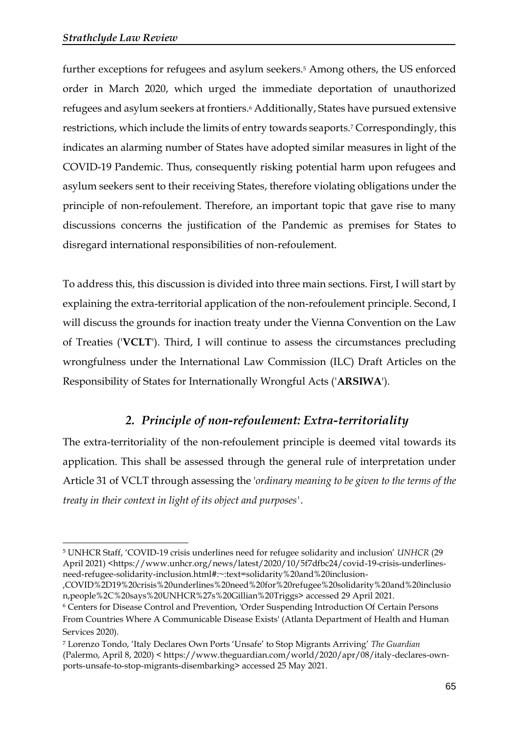further exceptions for refugees and asylum seekers.[5] Among others, the US enforced order in March 2020, which urged the immediate deportation of unauthorized refugees and asylum seekers at frontiers.[6] Additionally, States have pursued extensive restrictions, which include the limits of entry towards seaports.[7] Correspondingly, this indicates an alarming number of States have adopted similar measures in light of the COVID-19 Pandemic. Thus, consequently risking potential harm upon refugees and asylum seekers sent to their receiving States, therefore violating obligations under the principle of non-refoulement. Therefore, an important topic that gave rise to many discussions concerns the justification of the Pandemic as premises for States to disregard international responsibilities of non-refoulement.

To address this, this discussion is divided into three main sections. First, I will start by explaining the extra-territorial application of the non-refoulement principle. Second, I will discuss the grounds for inaction treaty under the Vienna Convention on the Law of Treaties ('**VCLT**'). Third, I will continue to assess the circumstances precluding wrongfulness under the International Law Commission (ILC) Draft Articles on the Responsibility of States for Internationally Wrongful Acts ('**ARSIWA**').

## *2. Principle of non-refoulement: Extra-territoriality*

The extra-territoriality of the non-refoulement principle is deemed vital towards its application. This shall be assessed through the general rule of interpretation under Article 31 of VCLT through assessing the '*ordinary meaning to be given to the terms of the treaty in their context in light of its object and purposes*'.

---

[5] UNHCR Staff, 'COVID-19 crisis underlines need for refugee solidarity and inclusion' *UNHCR* (29 April 2021) <https://www.unhcr.org/news/latest/2020/10/5f7dfbc24/covid-19-crisis-underlines-need-refugee-solidarity-inclusion.html#:~:text=solidarity%20and%20inclusion-,COVID%2D19%20crisis%20underlines%20need%20for%20refugee%20solidarity%20and%20inclusion,people%2C%20says%20UNHCR%27s%20Gillian%20Triggs> accessed 29 April 2021.

[6] Centers for Disease Control and Prevention, 'Order Suspending Introduction Of Certain Persons From Countries Where A Communicable Disease Exists' (Atlanta Department of Health and Human Services 2020).

[7] Lorenzo Tondo, 'Italy Declares Own Ports 'Unsafe' to Stop Migrants Arriving' *The Guardian* (Palermo, April 8, 2020) < https://www.theguardian.com/world/2020/apr/08/italy-declares-own-ports-unsafe-to-stop-migrants-disembarking> accessed 25 May 2021.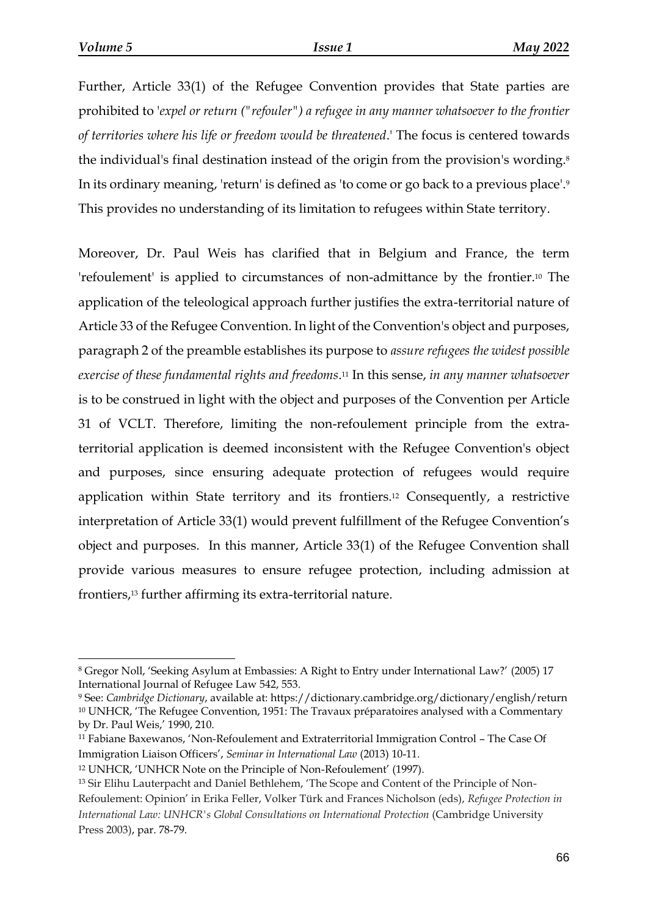Further, Article 33(1) of the Refugee Convention provides that State parties are prohibited to '*expel or return ("refouler") a refugee in any manner whatsoever to the frontier of territories where his life or freedom would be threatened*.' The focus is centered towards the individual's final destination instead of the origin from the provision's wording.[8] In its ordinary meaning, 'return' is defined as 'to come or go back to a previous place'.[9] This provides no understanding of its limitation to refugees within State territory.

Moreover, Dr. Paul Weis has clarified that in Belgium and France, the term 'refoulement' is applied to circumstances of non-admittance by the frontier.[10] The application of the teleological approach further justifies the extra-territorial nature of Article 33 of the Refugee Convention. In light of the Convention's object and purposes, paragraph 2 of the preamble establishes its purpose to *assure refugees the widest possible exercise of these fundamental rights and freedoms*.[11] In this sense, *in any manner whatsoever* is to be construed in light with the object and purposes of the Convention per Article 31 of VCLT. Therefore, limiting the non-refoulement principle from the extra-territorial application is deemed inconsistent with the Refugee Convention's object and purposes, since ensuring adequate protection of refugees would require application within State territory and its frontiers.[12] Consequently, a restrictive interpretation of Article 33(1) would prevent fulfillment of the Refugee Convention's object and purposes. In this manner, Article 33(1) of the Refugee Convention shall provide various measures to ensure refugee protection, including admission at frontiers,[13] further affirming its extra-territorial nature.

---

[8] Gregor Noll, 'Seeking Asylum at Embassies: A Right to Entry under International Law?' (2005) 17 International Journal of Refugee Law 542, 553.

[9] See: *Cambridge Dictionary*, available at: https://dictionary.cambridge.org/dictionary/english/return

[10] UNHCR, 'The Refugee Convention, 1951: The Travaux préparatoires analysed with a Commentary by Dr. Paul Weis,' 1990, 210.

[11] Fabiane Baxewanos, 'Non-Refoulement and Extraterritorial Immigration Control – The Case Of Immigration Liaison Officers', *Seminar in International Law* (2013) 10-11.

[12] UNHCR, 'UNHCR Note on the Principle of Non-Refoulement' (1997).

[13] Sir Elihu Lauterpacht and Daniel Bethlehem, 'The Scope and Content of the Principle of Non-Refoulement: Opinion' in Erika Feller, Volker Türk and Frances Nicholson (eds), *Refugee Protection in International Law: UNHCR's Global Consultations on International Protection* (Cambridge University Press 2003), par. 78-79.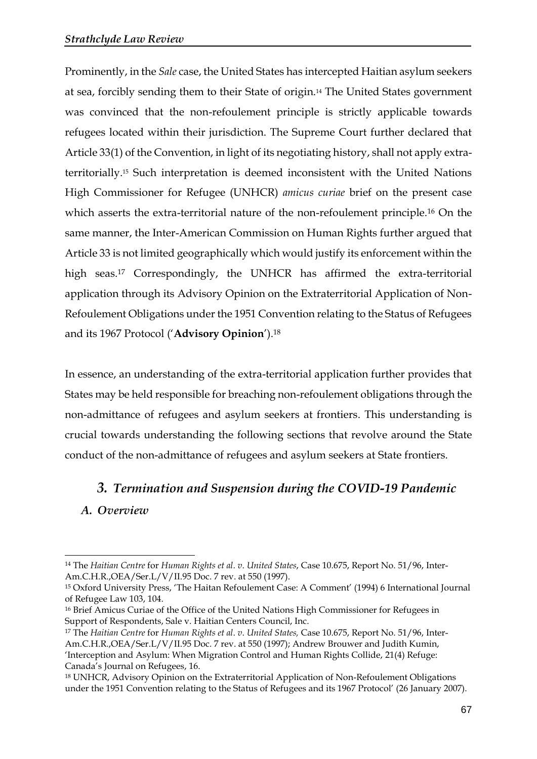Prominently, in the *Sale* case, the United States has intercepted Haitian asylum seekers at sea, forcibly sending them to their State of origin.[14] The United States government was convinced that the non-refoulement principle is strictly applicable towards refugees located within their jurisdiction. The Supreme Court further declared that Article 33(1) of the Convention, in light of its negotiating history, shall not apply extra-territorially.[15] Such interpretation is deemed inconsistent with the United Nations High Commissioner for Refugee (UNHCR) *amicus curiae* brief on the present case which asserts the extra-territorial nature of the non-refoulement principle.[16] On the same manner, the Inter-American Commission on Human Rights further argued that Article 33 is not limited geographically which would justify its enforcement within the high seas.[17] Correspondingly, the UNHCR has affirmed the extra-territorial application through its Advisory Opinion on the Extraterritorial Application of Non-Refoulement Obligations under the 1951 Convention relating to the Status of Refugees and its 1967 Protocol ('**Advisory Opinion**').[18]

In essence, an understanding of the extra-territorial application further provides that States may be held responsible for breaching non-refoulement obligations through the non-admittance of refugees and asylum seekers at frontiers. This understanding is crucial towards understanding the following sections that revolve around the State conduct of the non-admittance of refugees and asylum seekers at State frontiers.

## 3. *Termination and Suspension during the COVID-19 Pandemic*

### A. *Overview*

---

[14] The *Haitian Centre* for *Human Rights et al. v. United States*, Case 10.675, Report No. 51/96, Inter-Am.C.H.R.,OEA/Ser.L/V/II.95 Doc. 7 rev. at 550 (1997).

[15] Oxford University Press, 'The Haitan Refoulement Case: A Comment' (1994) 6 International Journal of Refugee Law 103, 104.

[16] Brief Amicus Curiae of the Office of the United Nations High Commissioner for Refugees in Support of Respondents, Sale v. Haitian Centers Council, Inc.

[17] The *Haitian Centre* for *Human Rights et al. v. United States,* Case 10.675, Report No. 51/96, Inter-Am.C.H.R.,OEA/Ser.L/V/II.95 Doc. 7 rev. at 550 (1997); Andrew Brouwer and Judith Kumin, 'Interception and Asylum: When Migration Control and Human Rights Collide, 21(4) Refuge: Canada's Journal on Refugees, 16.

[18] UNHCR, Advisory Opinion on the Extraterritorial Application of Non-Refoulement Obligations under the 1951 Convention relating to the Status of Refugees and its 1967 Protocol' (26 January 2007).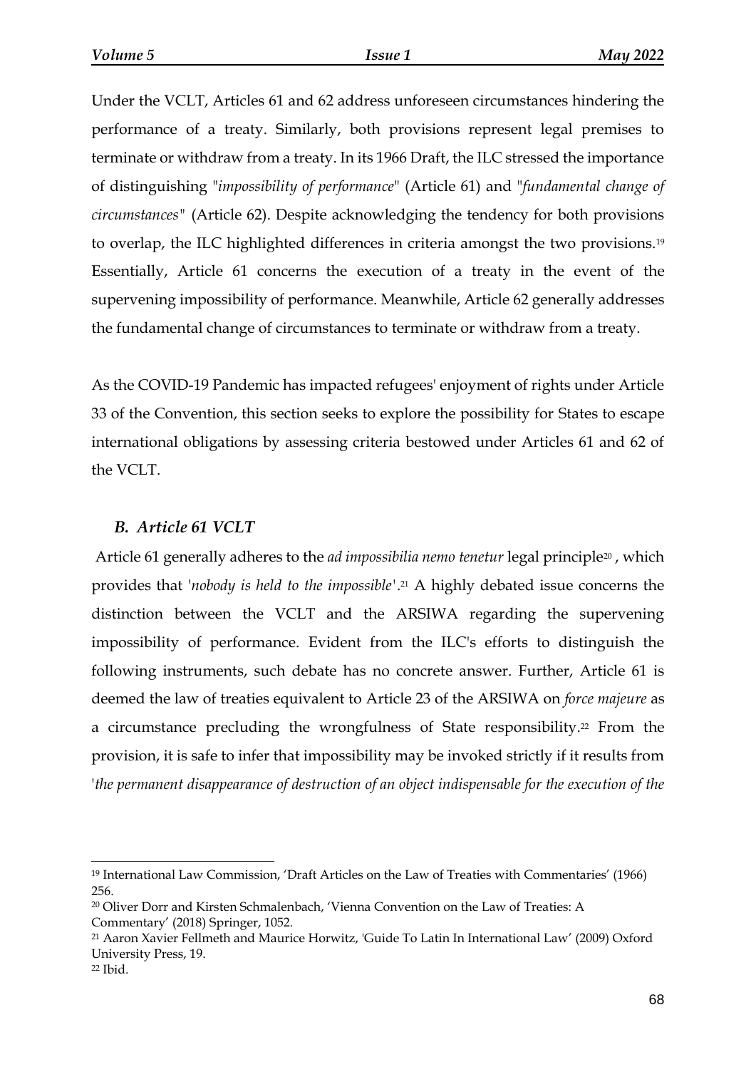Under the VCLT, Articles 61 and 62 address unforeseen circumstances hindering the performance of a treaty. Similarly, both provisions represent legal premises to terminate or withdraw from a treaty. In its 1966 Draft, the ILC stressed the importance of distinguishing "*impossibility of performance*" (Article 61) and "*fundamental change of circumstances*" (Article 62). Despite acknowledging the tendency for both provisions to overlap, the ILC highlighted differences in criteria amongst the two provisions.[19] Essentially, Article 61 concerns the execution of a treaty in the event of the supervening impossibility of performance. Meanwhile, Article 62 generally addresses the fundamental change of circumstances to terminate or withdraw from a treaty.

As the COVID-19 Pandemic has impacted refugees' enjoyment of rights under Article 33 of the Convention, this section seeks to explore the possibility for States to escape international obligations by assessing criteria bestowed under Articles 61 and 62 of the VCLT.

### *B. Article 61 VCLT*

Article 61 generally adheres to the *ad impossibilia nemo tenetur* legal principle[20] , which provides that '*nobody is held to the impossible*'.[21] A highly debated issue concerns the distinction between the VCLT and the ARSIWA regarding the supervening impossibility of performance. Evident from the ILC's efforts to distinguish the following instruments, such debate has no concrete answer. Further, Article 61 is deemed the law of treaties equivalent to Article 23 of the ARSIWA on *force majeure* as a circumstance precluding the wrongfulness of State responsibility.[22] From the provision, it is safe to infer that impossibility may be invoked strictly if it results from '*the permanent disappearance of destruction of an object indispensable for the execution of the*

---

[19] International Law Commission, 'Draft Articles on the Law of Treaties with Commentaries' (1966) 256.

[20] Oliver Dorr and Kirsten Schmalenbach, 'Vienna Convention on the Law of Treaties: A Commentary' (2018) Springer, 1052.

[21] Aaron Xavier Fellmeth and Maurice Horwitz, 'Guide To Latin In International Law' (2009) Oxford University Press, 19.

[22] Ibid.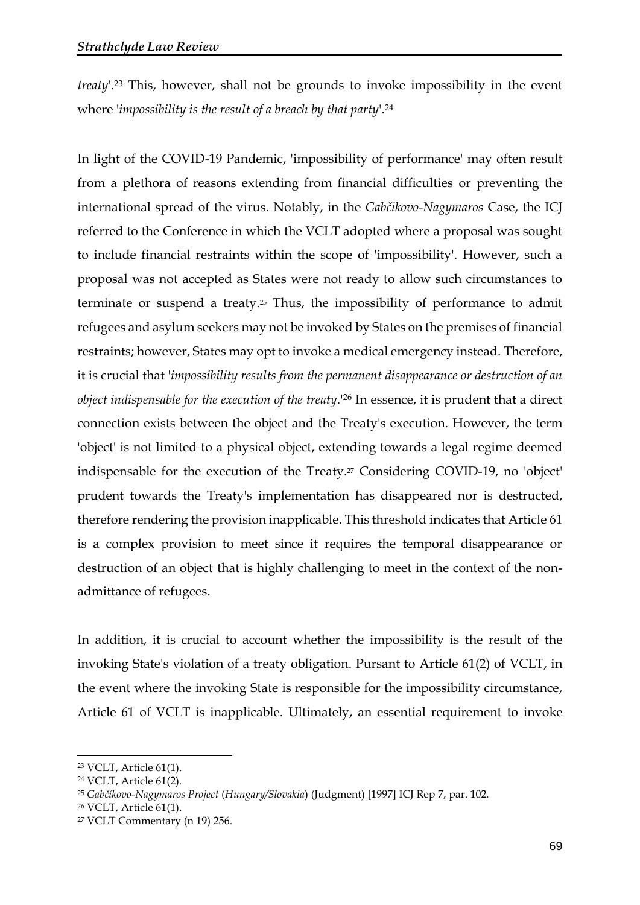*treaty*'.[23] This, however, shall not be grounds to invoke impossibility in the event where '*impossibility is the result of a breach by that party*'.[24]

In light of the COVID-19 Pandemic, 'impossibility of performance' may often result from a plethora of reasons extending from financial difficulties or preventing the international spread of the virus. Notably, in the *Gabčikovo-Nagymaros* Case, the ICJ referred to the Conference in which the VCLT adopted where a proposal was sought to include financial restraints within the scope of 'impossibility'. However, such a proposal was not accepted as States were not ready to allow such circumstances to terminate or suspend a treaty.[25] Thus, the impossibility of performance to admit refugees and asylum seekers may not be invoked by States on the premises of financial restraints; however, States may opt to invoke a medical emergency instead. Therefore, it is crucial that '*impossibility results from the permanent disappearance or destruction of an object indispensable for the execution of the treaty*.'[26] In essence, it is prudent that a direct connection exists between the object and the Treaty's execution. However, the term 'object' is not limited to a physical object, extending towards a legal regime deemed indispensable for the execution of the Treaty.[27] Considering COVID-19, no 'object' prudent towards the Treaty's implementation has disappeared nor is destructed, therefore rendering the provision inapplicable. This threshold indicates that Article 61 is a complex provision to meet since it requires the temporal disappearance or destruction of an object that is highly challenging to meet in the context of the non-admittance of refugees.

In addition, it is crucial to account whether the impossibility is the result of the invoking State's violation of a treaty obligation. Pursant to Article 61(2) of VCLT, in the event where the invoking State is responsible for the impossibility circumstance, Article 61 of VCLT is inapplicable. Ultimately, an essential requirement to invoke

---

[23] VCLT, Article 61(1).

[24] VCLT, Article 61(2).

[25] *Gabčíkovo-Nagymaros Project* (*Hungary/Slovakia*) (Judgment) [1997] ICJ Rep 7, par. 102.

[26] VCLT, Article 61(1).

[27] VCLT Commentary (n 19) 256.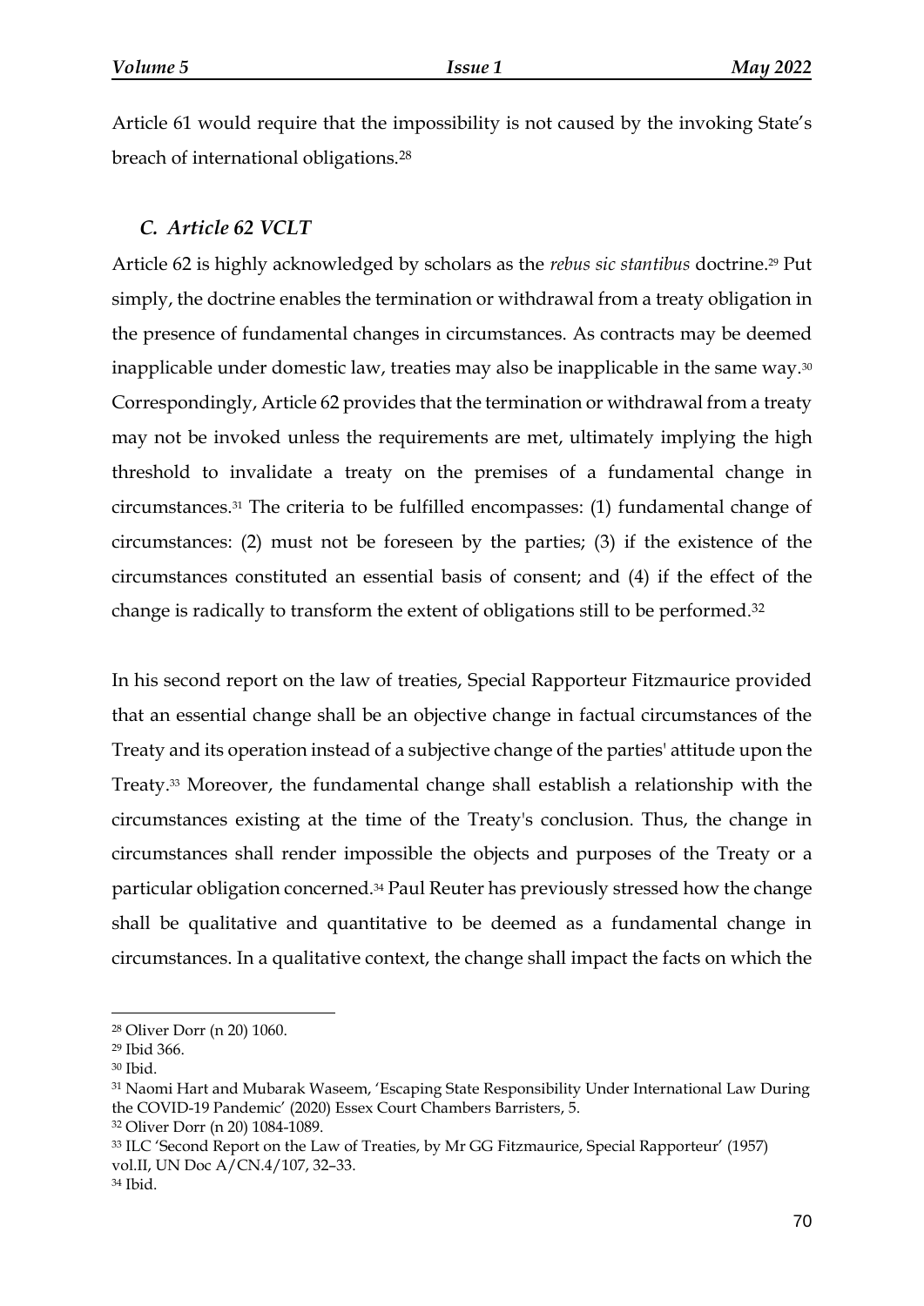Article 61 would require that the impossibility is not caused by the invoking State's breach of international obligations.[28]

### *C. Article 62 VCLT*

Article 62 is highly acknowledged by scholars as the *rebus sic stantibus* doctrine.[29] Put simply, the doctrine enables the termination or withdrawal from a treaty obligation in the presence of fundamental changes in circumstances. As contracts may be deemed inapplicable under domestic law, treaties may also be inapplicable in the same way.[30] Correspondingly, Article 62 provides that the termination or withdrawal from a treaty may not be invoked unless the requirements are met, ultimately implying the high threshold to invalidate a treaty on the premises of a fundamental change in circumstances.[31] The criteria to be fulfilled encompasses: (1) fundamental change of circumstances: (2) must not be foreseen by the parties; (3) if the existence of the circumstances constituted an essential basis of consent; and (4) if the effect of the change is radically to transform the extent of obligations still to be performed.[32]

In his second report on the law of treaties, Special Rapporteur Fitzmaurice provided that an essential change shall be an objective change in factual circumstances of the Treaty and its operation instead of a subjective change of the parties' attitude upon the Treaty.[33] Moreover, the fundamental change shall establish a relationship with the circumstances existing at the time of the Treaty's conclusion. Thus, the change in circumstances shall render impossible the objects and purposes of the Treaty or a particular obligation concerned.[34] Paul Reuter has previously stressed how the change shall be qualitative and quantitative to be deemed as a fundamental change in circumstances. In a qualitative context, the change shall impact the facts on which the

---

[28] Oliver Dorr (n 20) 1060.

[29] Ibid 366.

[30] Ibid.

[31] Naomi Hart and Mubarak Waseem, 'Escaping State Responsibility Under International Law During the COVID-19 Pandemic' (2020) Essex Court Chambers Barristers, 5.

[32] Oliver Dorr (n 20) 1084-1089.

[33] ILC 'Second Report on the Law of Treaties, by Mr GG Fitzmaurice, Special Rapporteur' (1957) vol.II, UN Doc A/CN.4/107, 32–33.

[34] Ibid.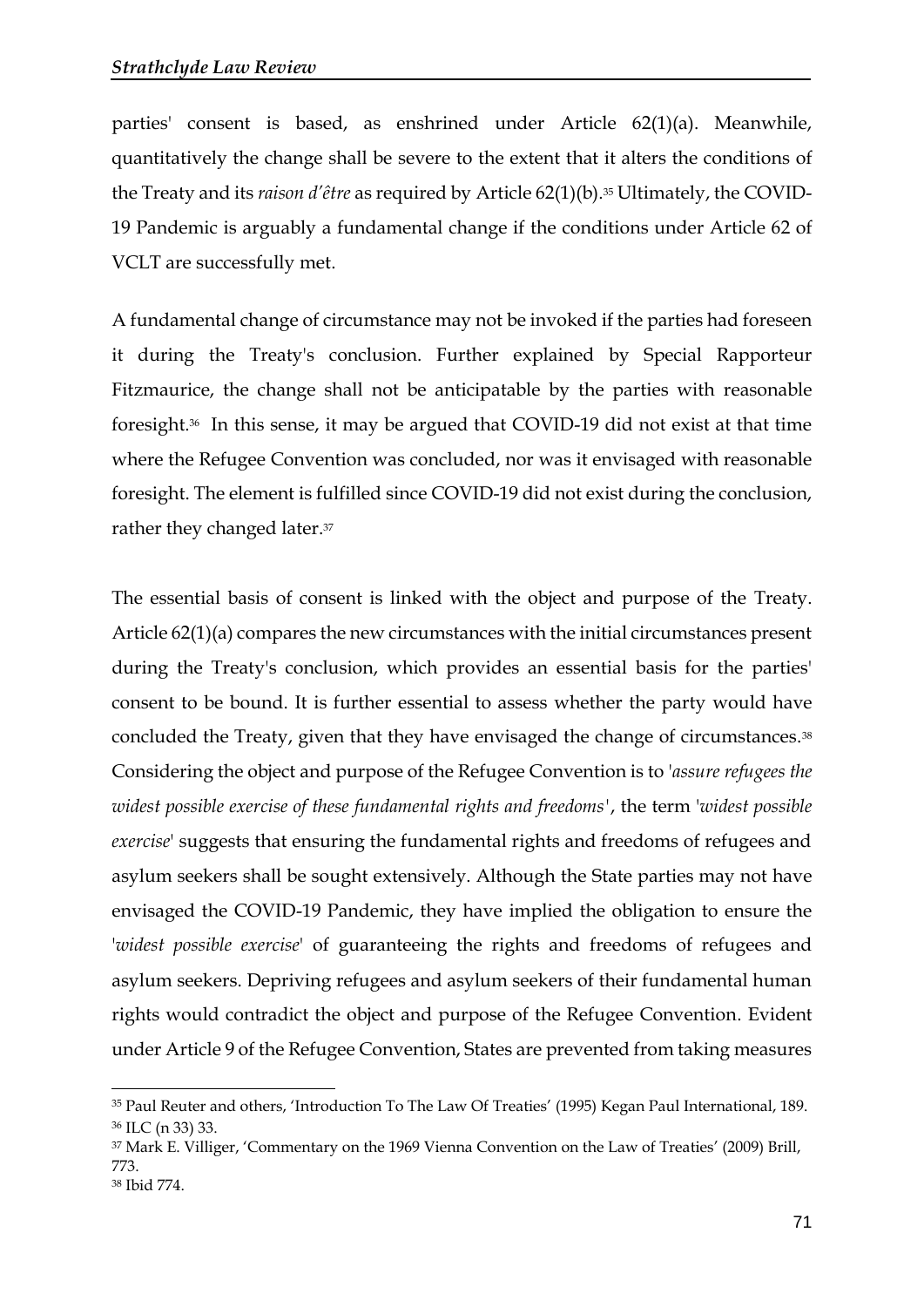parties' consent is based, as enshrined under Article 62(1)(a). Meanwhile, quantitatively the change shall be severe to the extent that it alters the conditions of the Treaty and its *raison d'être* as required by Article 62(1)(b).[35] Ultimately, the COVID-19 Pandemic is arguably a fundamental change if the conditions under Article 62 of VCLT are successfully met.

A fundamental change of circumstance may not be invoked if the parties had foreseen it during the Treaty's conclusion. Further explained by Special Rapporteur Fitzmaurice, the change shall not be anticipatable by the parties with reasonable foresight.[36] In this sense, it may be argued that COVID-19 did not exist at that time where the Refugee Convention was concluded, nor was it envisaged with reasonable foresight. The element is fulfilled since COVID-19 did not exist during the conclusion, rather they changed later.[37]

The essential basis of consent is linked with the object and purpose of the Treaty. Article 62(1)(a) compares the new circumstances with the initial circumstances present during the Treaty's conclusion, which provides an essential basis for the parties' consent to be bound. It is further essential to assess whether the party would have concluded the Treaty, given that they have envisaged the change of circumstances.[38] Considering the object and purpose of the Refugee Convention is to '*assure refugees the widest possible exercise of these fundamental rights and freedoms*', the term '*widest possible exercise*' suggests that ensuring the fundamental rights and freedoms of refugees and asylum seekers shall be sought extensively. Although the State parties may not have envisaged the COVID-19 Pandemic, they have implied the obligation to ensure the '*widest possible exercise*' of guaranteeing the rights and freedoms of refugees and asylum seekers. Depriving refugees and asylum seekers of their fundamental human rights would contradict the object and purpose of the Refugee Convention. Evident under Article 9 of the Refugee Convention, States are prevented from taking measures

---

[35] Paul Reuter and others, 'Introduction To The Law Of Treaties' (1995) Kegan Paul International, 189.
[36] ILC (n 33) 33.
[37] Mark E. Villiger, 'Commentary on the 1969 Vienna Convention on the Law of Treaties' (2009) Brill, 773.
[38] Ibid 774.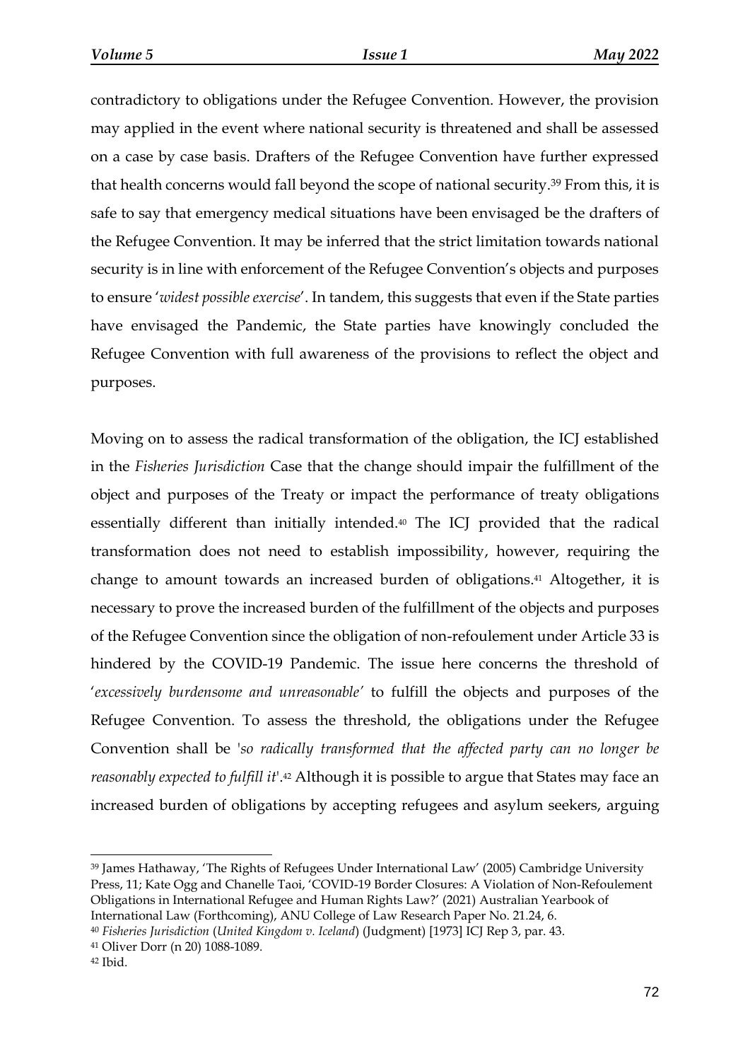contradictory to obligations under the Refugee Convention. However, the provision may applied in the event where national security is threatened and shall be assessed on a case by case basis. Drafters of the Refugee Convention have further expressed that health concerns would fall beyond the scope of national security.[39] From this, it is safe to say that emergency medical situations have been envisaged be the drafters of the Refugee Convention. It may be inferred that the strict limitation towards national security is in line with enforcement of the Refugee Convention's objects and purposes to ensure '*widest possible exercise*'. In tandem, this suggests that even if the State parties have envisaged the Pandemic, the State parties have knowingly concluded the Refugee Convention with full awareness of the provisions to reflect the object and purposes.

Moving on to assess the radical transformation of the obligation, the ICJ established in the *Fisheries Jurisdiction* Case that the change should impair the fulfillment of the object and purposes of the Treaty or impact the performance of treaty obligations essentially different than initially intended.[40] The ICJ provided that the radical transformation does not need to establish impossibility, however, requiring the change to amount towards an increased burden of obligations.[41] Altogether, it is necessary to prove the increased burden of the fulfillment of the objects and purposes of the Refugee Convention since the obligation of non-refoulement under Article 33 is hindered by the COVID-19 Pandemic. The issue here concerns the threshold of '*excessively burdensome and unreasonable'* to fulfill the objects and purposes of the Refugee Convention. To assess the threshold, the obligations under the Refugee Convention shall be '*so radically transformed that the affected party can no longer be reasonably expected to fulfill it*'.[42] Although it is possible to argue that States may face an increased burden of obligations by accepting refugees and asylum seekers, arguing

---

[39] James Hathaway, 'The Rights of Refugees Under International Law' (2005) Cambridge University Press, 11; Kate Ogg and Chanelle Taoi, 'COVID-19 Border Closures: A Violation of Non-Refoulement Obligations in International Refugee and Human Rights Law?' (2021) Australian Yearbook of International Law (Forthcoming), ANU College of Law Research Paper No. 21.24, 6.

[40] *Fisheries Jurisdiction* (*United Kingdom v. Iceland*) (Judgment) [1973] ICJ Rep 3, par. 43.

[41] Oliver Dorr (n 20) 1088-1089.

[42] Ibid.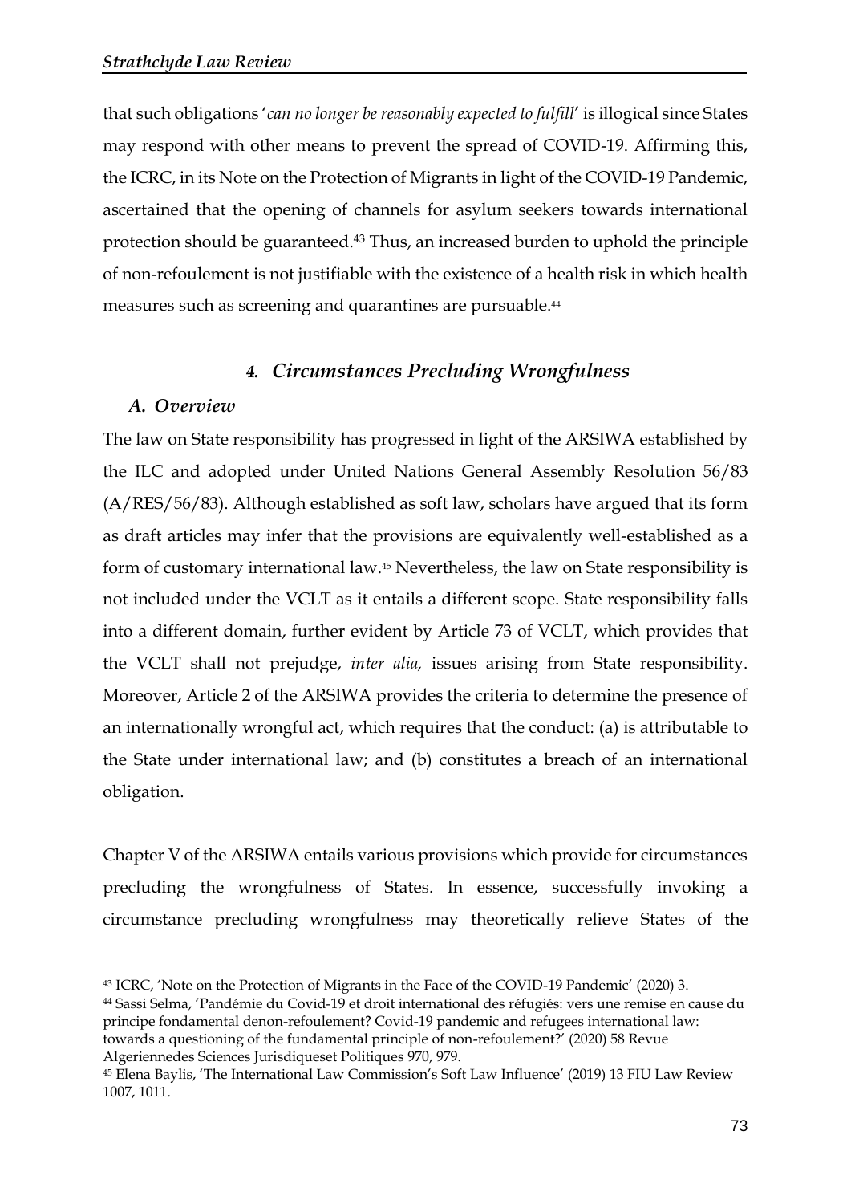that such obligations '*can no longer be reasonably expected to fulfill*' is illogical since States may respond with other means to prevent the spread of COVID-19. Affirming this, the ICRC, in its Note on the Protection of Migrants in light of the COVID-19 Pandemic, ascertained that the opening of channels for asylum seekers towards international protection should be guaranteed.[43] Thus, an increased burden to uphold the principle of non-refoulement is not justifiable with the existence of a health risk in which health measures such as screening and quarantines are pursuable.[44]

## *4. Circumstances Precluding Wrongfulness*

### *A. Overview*

The law on State responsibility has progressed in light of the ARSIWA established by the ILC and adopted under United Nations General Assembly Resolution 56/83 (A/RES/56/83). Although established as soft law, scholars have argued that its form as draft articles may infer that the provisions are equivalently well-established as a form of customary international law.[45] Nevertheless, the law on State responsibility is not included under the VCLT as it entails a different scope. State responsibility falls into a different domain, further evident by Article 73 of VCLT, which provides that the VCLT shall not prejudge, *inter alia,* issues arising from State responsibility. Moreover, Article 2 of the ARSIWA provides the criteria to determine the presence of an internationally wrongful act, which requires that the conduct: (a) is attributable to the State under international law; and (b) constitutes a breach of an international obligation.

Chapter V of the ARSIWA entails various provisions which provide for circumstances precluding the wrongfulness of States. In essence, successfully invoking a circumstance precluding wrongfulness may theoretically relieve States of the

---

[43] ICRC, 'Note on the Protection of Migrants in the Face of the COVID-19 Pandemic' (2020) 3.

[44] Sassi Selma, 'Pandémie du Covid-19 et droit international des réfugiés: vers une remise en cause du principe fondamental denon-refoulement? Covid-19 pandemic and refugees international law: towards a questioning of the fundamental principle of non-refoulement?' (2020) 58 Revue Algeriennedes Sciences Jurisdiqueset Politiques 970, 979.

[45] Elena Baylis, 'The International Law Commission's Soft Law Influence' (2019) 13 FIU Law Review 1007, 1011.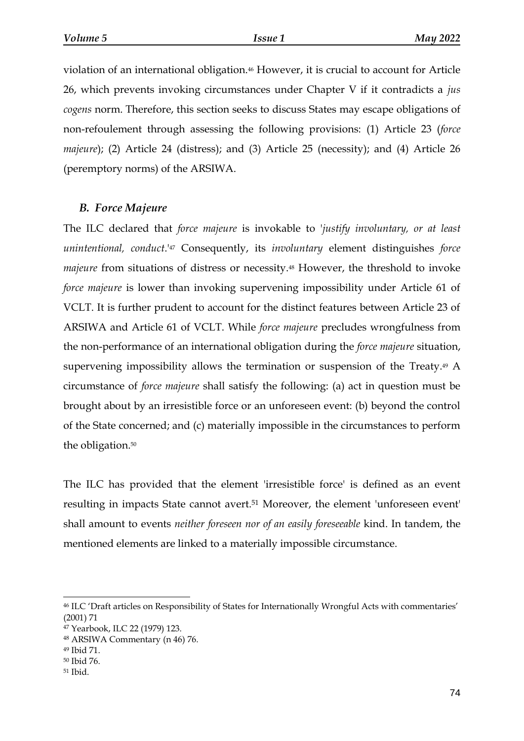violation of an international obligation.[46] However, it is crucial to account for Article 26, which prevents invoking circumstances under Chapter V if it contradicts a *jus cogens* norm. Therefore, this section seeks to discuss States may escape obligations of non-refoulement through assessing the following provisions: (1) Article 23 (*force majeure*); (2) Article 24 (distress); and (3) Article 25 (necessity); and (4) Article 26 (peremptory norms) of the ARSIWA.

### *B. Force Majeure*

The ILC declared that *force majeure* is invokable to '*justify involuntary, or at least unintentional, conduct*.'[47] Consequently, its *involuntary* element distinguishes *force majeure* from situations of distress or necessity.[48] However, the threshold to invoke *force majeure* is lower than invoking supervening impossibility under Article 61 of VCLT. It is further prudent to account for the distinct features between Article 23 of ARSIWA and Article 61 of VCLT. While *force majeure* precludes wrongfulness from the non-performance of an international obligation during the *force majeure* situation, supervening impossibility allows the termination or suspension of the Treaty.[49] A circumstance of *force majeure* shall satisfy the following: (a) act in question must be brought about by an irresistible force or an unforeseen event: (b) beyond the control of the State concerned; and (c) materially impossible in the circumstances to perform the obligation.[50]

The ILC has provided that the element 'irresistible force' is defined as an event resulting in impacts State cannot avert.[51] Moreover, the element 'unforeseen event' shall amount to events *neither foreseen nor of an easily foreseeable* kind. In tandem, the mentioned elements are linked to a materially impossible circumstance.

---

[46] ILC 'Draft articles on Responsibility of States for Internationally Wrongful Acts with commentaries' (2001) 71

[47] Yearbook, ILC 22 (1979) 123.

[48] ARSIWA Commentary (n 46) 76.

[49] Ibid 71.

[50] Ibid 76.

[51] Ibid.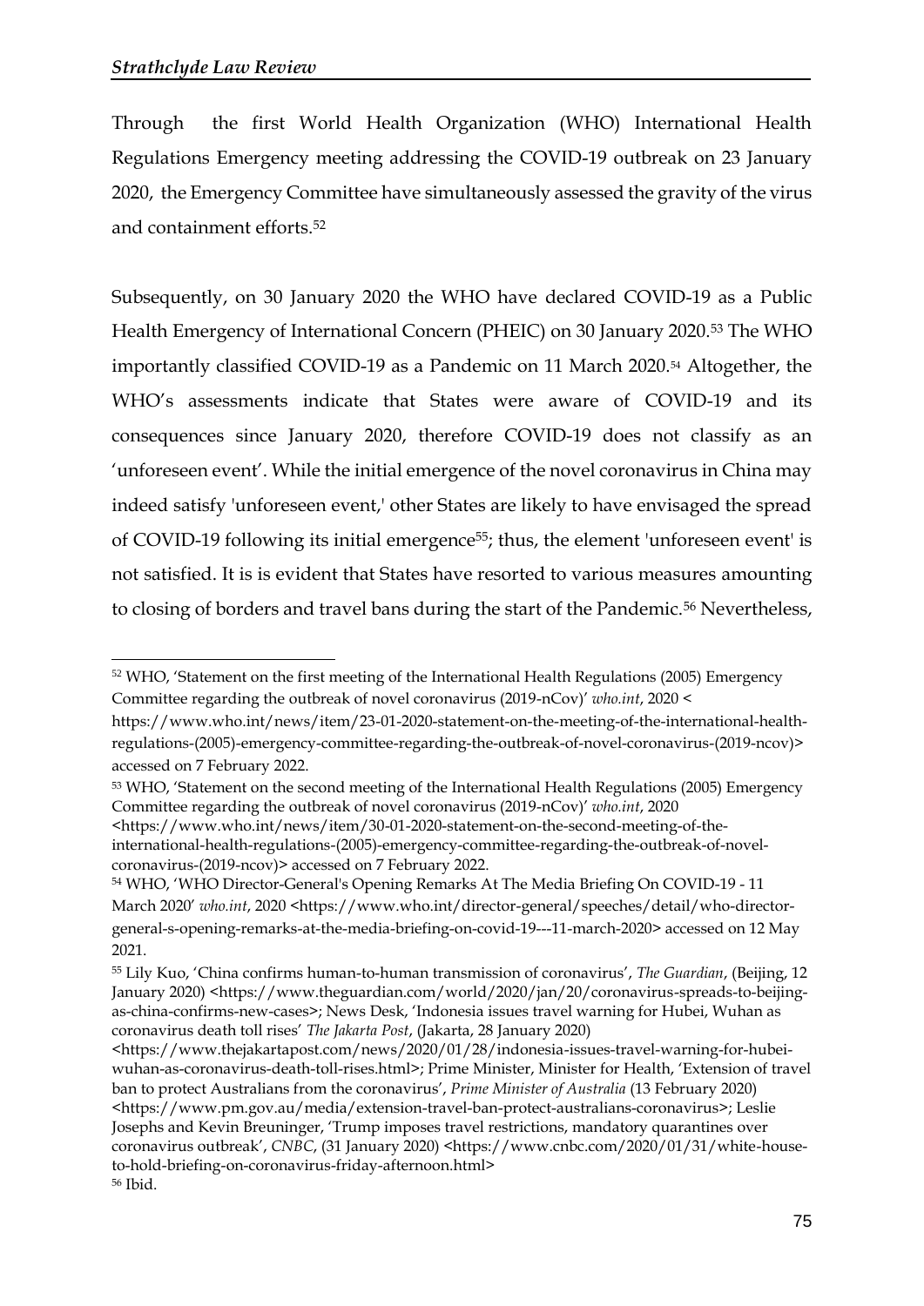Through the first World Health Organization (WHO) International Health Regulations Emergency meeting addressing the COVID-19 outbreak on 23 January 2020, the Emergency Committee have simultaneously assessed the gravity of the virus and containment efforts.[52]

Subsequently, on 30 January 2020 the WHO have declared COVID-19 as a Public Health Emergency of International Concern (PHEIC) on 30 January 2020.[53] The WHO importantly classified COVID-19 as a Pandemic on 11 March 2020.[54] Altogether, the WHO's assessments indicate that States were aware of COVID-19 and its consequences since January 2020, therefore COVID-19 does not classify as an 'unforeseen event'. While the initial emergence of the novel coronavirus in China may indeed satisfy 'unforeseen event,' other States are likely to have envisaged the spread of COVID-19 following its initial emergence[55]; thus, the element 'unforeseen event' is not satisfied. It is is evident that States have resorted to various measures amounting to closing of borders and travel bans during the start of the Pandemic.[56] Nevertheless,

---

[52] WHO, 'Statement on the first meeting of the International Health Regulations (2005) Emergency Committee regarding the outbreak of novel coronavirus (2019-nCov)' *who.int*, 2020 < https://www.who.int/news/item/23-01-2020-statement-on-the-meeting-of-the-international-health-regulations-(2005)-emergency-committee-regarding-the-outbreak-of-novel-coronavirus-(2019-ncov)> accessed on 7 February 2022.

[53] WHO, 'Statement on the second meeting of the International Health Regulations (2005) Emergency Committee regarding the outbreak of novel coronavirus (2019-nCov)' *who.int*, 2020 <https://www.who.int/news/item/30-01-2020-statement-on-the-second-meeting-of-the-international-health-regulations-(2005)-emergency-committee-regarding-the-outbreak-of-novel-coronavirus-(2019-ncov)> accessed on 7 February 2022.

[54] WHO, 'WHO Director-General's Opening Remarks At The Media Briefing On COVID-19 - 11 March 2020' *who.int*, 2020 <https://www.who.int/director-general/speeches/detail/who-director-general-s-opening-remarks-at-the-media-briefing-on-covid-19---11-march-2020> accessed on 12 May 2021.

[55] Lily Kuo, 'China confirms human-to-human transmission of coronavirus', *The Guardian*, (Beijing, 12 January 2020) <https://www.theguardian.com/world/2020/jan/20/coronavirus-spreads-to-beijing-as-china-confirms-new-cases>; News Desk, 'Indonesia issues travel warning for Hubei, Wuhan as coronavirus death toll rises' *The Jakarta Post*, (Jakarta, 28 January 2020) <https://www.thejakartapost.com/news/2020/01/28/indonesia-issues-travel-warning-for-hubei-wuhan-as-coronavirus-death-toll-rises.html>; Prime Minister, Minister for Health, 'Extension of travel ban to protect Australians from the coronavirus', *Prime Minister of Australia* (13 February 2020) <https://www.pm.gov.au/media/extension-travel-ban-protect-australians-coronavirus>; Leslie Josephs and Kevin Breuninger, 'Trump imposes travel restrictions, mandatory quarantines over coronavirus outbreak', *CNBC*, (31 January 2020) <https://www.cnbc.com/2020/01/31/white-house-to-hold-briefing-on-coronavirus-friday-afternoon.html>

[56] Ibid.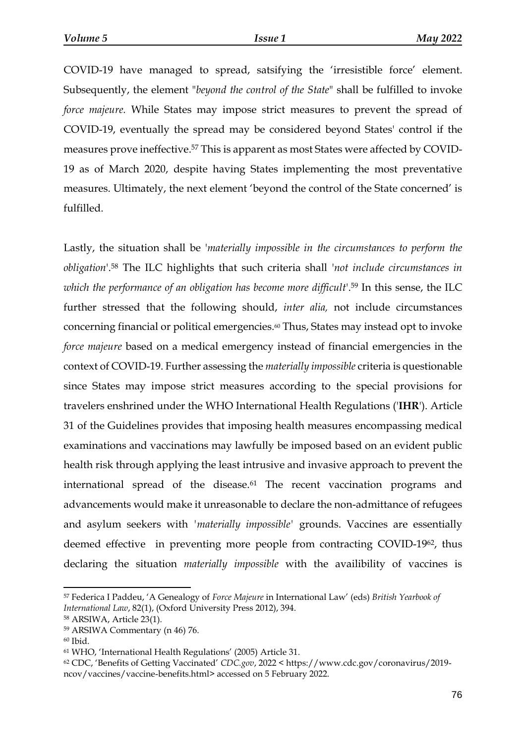COVID-19 have managed to spread, satsifying the 'irresistible force' element. Subsequently, the element "*beyond the control of the State*" shall be fulfilled to invoke *force majeure.* While States may impose strict measures to prevent the spread of COVID-19, eventually the spread may be considered beyond States' control if the measures prove ineffective.[57] This is apparent as most States were affected by COVID-19 as of March 2020, despite having States implementing the most preventative measures. Ultimately, the next element 'beyond the control of the State concerned' is fulfilled.

Lastly, the situation shall be '*materially impossible in the circumstances to perform the obligation*'.[58] The ILC highlights that such criteria shall '*not include circumstances in which the performance of an obligation has become more difficult*'.[59] In this sense, the ILC further stressed that the following should, *inter alia,* not include circumstances concerning financial or political emergencies.[60] Thus, States may instead opt to invoke *force majeure* based on a medical emergency instead of financial emergencies in the context of COVID-19. Further assessing the *materially impossible* criteria is questionable since States may impose strict measures according to the special provisions for travelers enshrined under the WHO International Health Regulations ('**IHR**'). Article 31 of the Guidelines provides that imposing health measures encompassing medical examinations and vaccinations may lawfully be imposed based on an evident public health risk through applying the least intrusive and invasive approach to prevent the international spread of the disease.[61] The recent vaccination programs and advancements would make it unreasonable to declare the non-admittance of refugees and asylum seekers with '*materially impossible*' grounds. Vaccines are essentially deemed effective in preventing more people from contracting COVID-19[62], thus declaring the situation *materially impossible* with the availibility of vaccines is

---

[57] Federica I Paddeu, 'A Genealogy of *Force Majeure* in International Law' (eds) *British Yearbook of International Law*, 82(1), (Oxford University Press 2012), 394.

[58] ARSIWA, Article 23(1).

[59] ARSIWA Commentary (n 46) 76.

[60] Ibid.

[61] WHO, 'International Health Regulations' (2005) Article 31.

[62] CDC, 'Benefits of Getting Vaccinated' *CDC.gov*, 2022 < https://www.cdc.gov/coronavirus/2019-ncov/vaccines/vaccine-benefits.html> accessed on 5 February 2022.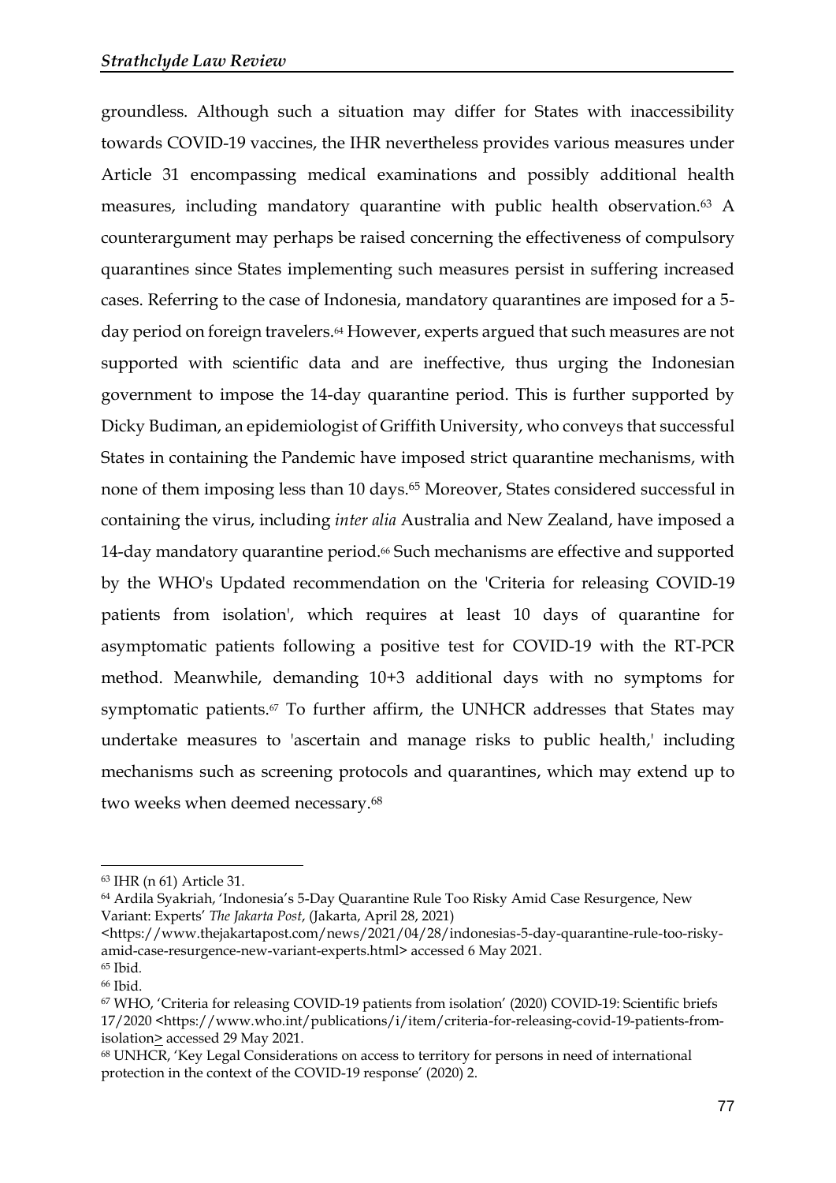groundless. Although such a situation may differ for States with inaccessibility towards COVID-19 vaccines, the IHR nevertheless provides various measures under Article 31 encompassing medical examinations and possibly additional health measures, including mandatory quarantine with public health observation.[63] A counterargument may perhaps be raised concerning the effectiveness of compulsory quarantines since States implementing such measures persist in suffering increased cases. Referring to the case of Indonesia, mandatory quarantines are imposed for a 5-day period on foreign travelers.[64] However, experts argued that such measures are not supported with scientific data and are ineffective, thus urging the Indonesian government to impose the 14-day quarantine period. This is further supported by Dicky Budiman, an epidemiologist of Griffith University, who conveys that successful States in containing the Pandemic have imposed strict quarantine mechanisms, with none of them imposing less than 10 days.[65] Moreover, States considered successful in containing the virus, including *inter alia* Australia and New Zealand, have imposed a 14-day mandatory quarantine period.[66] Such mechanisms are effective and supported by the WHO's Updated recommendation on the 'Criteria for releasing COVID-19 patients from isolation', which requires at least 10 days of quarantine for asymptomatic patients following a positive test for COVID-19 with the RT-PCR method. Meanwhile, demanding 10+3 additional days with no symptoms for symptomatic patients.[67] To further affirm, the UNHCR addresses that States may undertake measures to 'ascertain and manage risks to public health,' including mechanisms such as screening protocols and quarantines, which may extend up to two weeks when deemed necessary.[68]

---

[63] IHR (n 61) Article 31.

[64] Ardila Syakriah, 'Indonesia's 5-Day Quarantine Rule Too Risky Amid Case Resurgence, New Variant: Experts' *The Jakarta Post*, (Jakarta, April 28, 2021) <https://www.thejakartapost.com/news/2021/04/28/indonesias-5-day-quarantine-rule-too-risky-amid-case-resurgence-new-variant-experts.html> accessed 6 May 2021.

[65] Ibid.

[66] Ibid.

[67] WHO, 'Criteria for releasing COVID-19 patients from isolation' (2020) COVID-19: Scientific briefs 17/2020 <https://www.who.int/publications/i/item/criteria-for-releasing-covid-19-patients-from-isolation> accessed 29 May 2021.

[68] UNHCR, 'Key Legal Considerations on access to territory for persons in need of international protection in the context of the COVID-19 response' (2020) 2.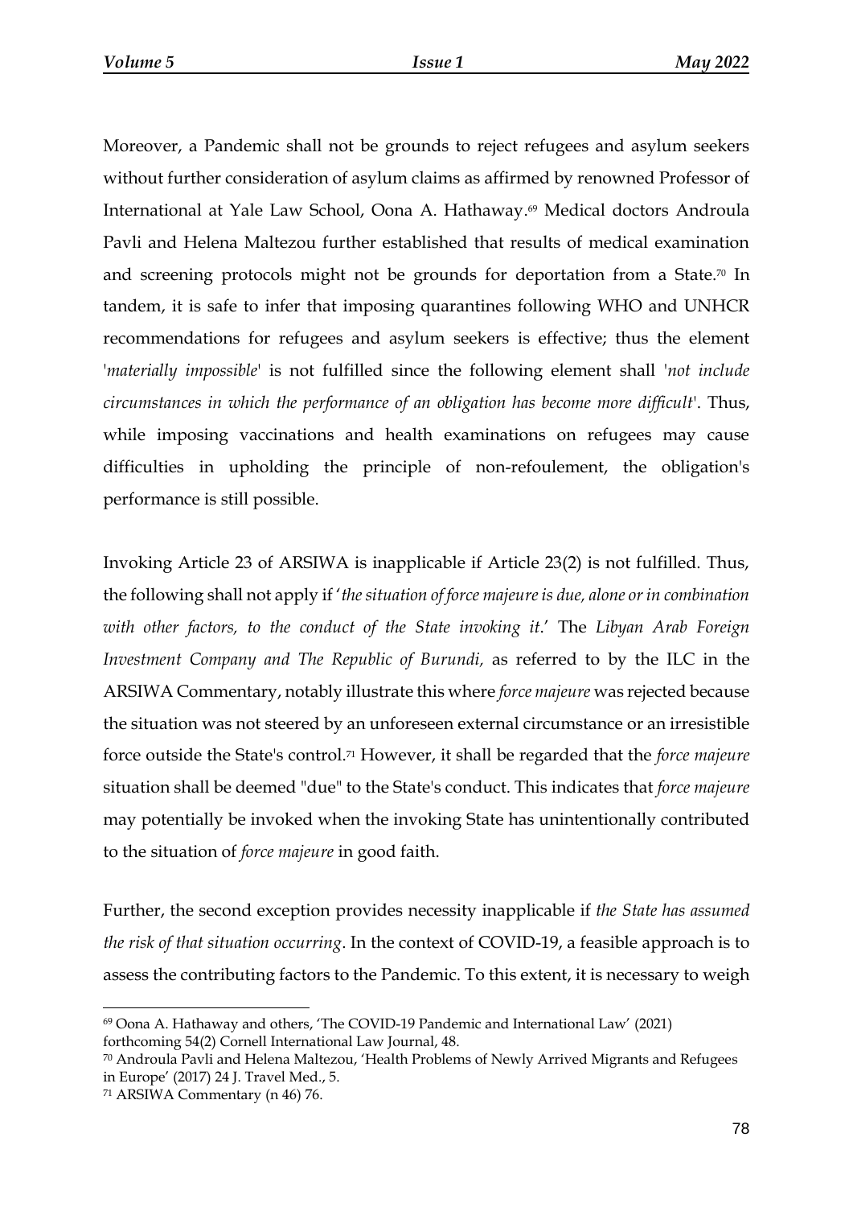Moreover, a Pandemic shall not be grounds to reject refugees and asylum seekers without further consideration of asylum claims as affirmed by renowned Professor of International at Yale Law School, Oona A. Hathaway.[69] Medical doctors Androula Pavli and Helena Maltezou further established that results of medical examination and screening protocols might not be grounds for deportation from a State.[70] In tandem, it is safe to infer that imposing quarantines following WHO and UNHCR recommendations for refugees and asylum seekers is effective; thus the element '*materially impossible*' is not fulfilled since the following element shall '*not include circumstances in which the performance of an obligation has become more difficult*'. Thus, while imposing vaccinations and health examinations on refugees may cause difficulties in upholding the principle of non-refoulement, the obligation's performance is still possible.

Invoking Article 23 of ARSIWA is inapplicable if Article 23(2) is not fulfilled. Thus, the following shall not apply if '*the situation of force majeure is due, alone or in combination with other factors, to the conduct of the State invoking it*.' The *Libyan Arab Foreign Investment Company and The Republic of Burundi,* as referred to by the ILC in the ARSIWA Commentary, notably illustrate this where *force majeure* was rejected because the situation was not steered by an unforeseen external circumstance or an irresistible force outside the State's control.[71] However, it shall be regarded that the *force majeure* situation shall be deemed "due" to the State's conduct. This indicates that *force majeure* may potentially be invoked when the invoking State has unintentionally contributed to the situation of *force majeure* in good faith.

Further, the second exception provides necessity inapplicable if *the State has assumed the risk of that situation occurring*. In the context of COVID-19, a feasible approach is to assess the contributing factors to the Pandemic. To this extent, it is necessary to weigh

---

[69] Oona A. Hathaway and others, 'The COVID-19 Pandemic and International Law' (2021) forthcoming 54(2) Cornell International Law Journal, 48.

[70] Androula Pavli and Helena Maltezou, 'Health Problems of Newly Arrived Migrants and Refugees in Europe' (2017) 24 J. Travel Med., 5.

[71] ARSIWA Commentary (n 46) 76.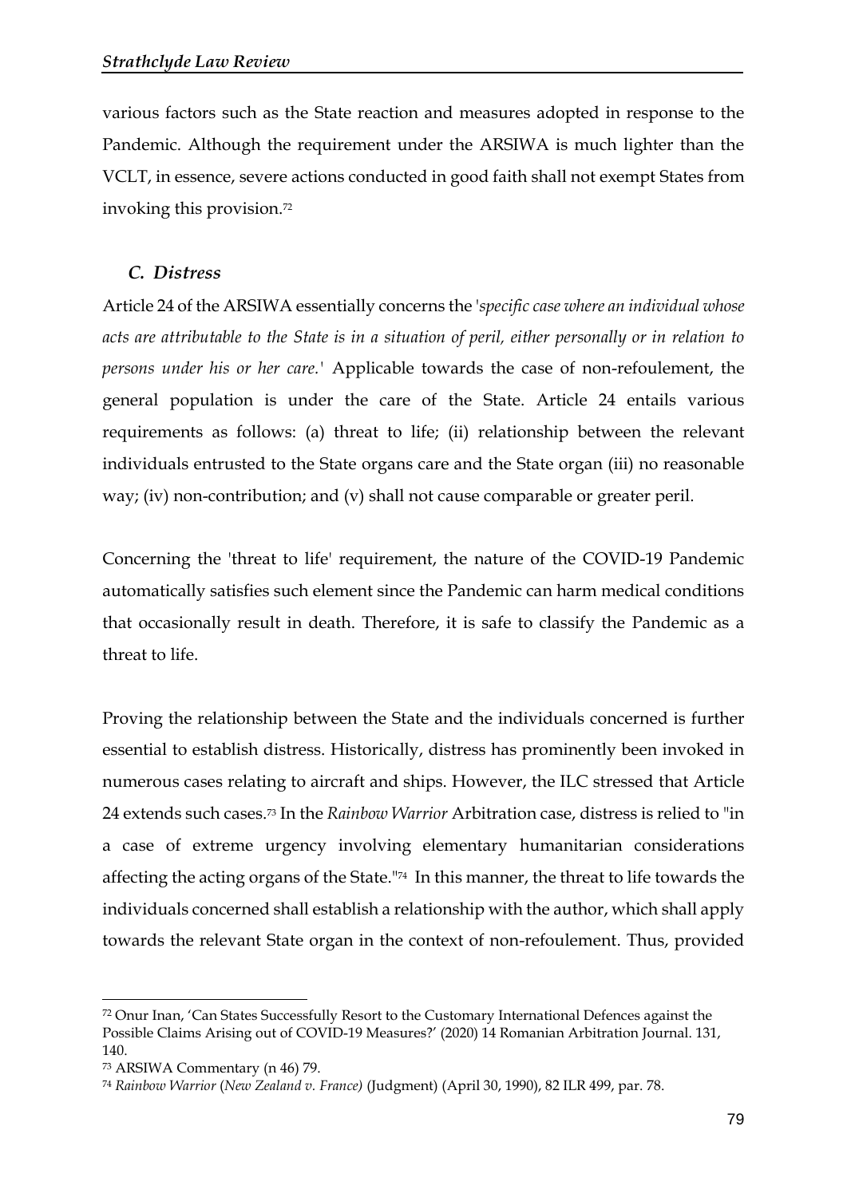various factors such as the State reaction and measures adopted in response to the Pandemic. Although the requirement under the ARSIWA is much lighter than the VCLT, in essence, severe actions conducted in good faith shall not exempt States from invoking this provision.[72]

### *C. Distress*

Article 24 of the ARSIWA essentially concerns the '*specific case where an individual whose acts are attributable to the State is in a situation of peril, either personally or in relation to persons under his or her care.*' Applicable towards the case of non-refoulement, the general population is under the care of the State. Article 24 entails various requirements as follows: (a) threat to life; (ii) relationship between the relevant individuals entrusted to the State organs care and the State organ (iii) no reasonable way; (iv) non-contribution; and (v) shall not cause comparable or greater peril.

Concerning the 'threat to life' requirement, the nature of the COVID-19 Pandemic automatically satisfies such element since the Pandemic can harm medical conditions that occasionally result in death. Therefore, it is safe to classify the Pandemic as a threat to life.

Proving the relationship between the State and the individuals concerned is further essential to establish distress. Historically, distress has prominently been invoked in numerous cases relating to aircraft and ships. However, the ILC stressed that Article 24 extends such cases.[73] In the *Rainbow Warrior* Arbitration case, distress is relied to "in a case of extreme urgency involving elementary humanitarian considerations affecting the acting organs of the State."[74] In this manner, the threat to life towards the individuals concerned shall establish a relationship with the author, which shall apply towards the relevant State organ in the context of non-refoulement. Thus, provided

---

[72] Onur Inan, 'Can States Successfully Resort to the Customary International Defences against the Possible Claims Arising out of COVID-19 Measures?' (2020) 14 Romanian Arbitration Journal. 131, 140.

[73] ARSIWA Commentary (n 46) 79.

[74] *Rainbow Warrior* (*New Zealand v. France)* (Judgment) (April 30, 1990), 82 ILR 499, par. 78.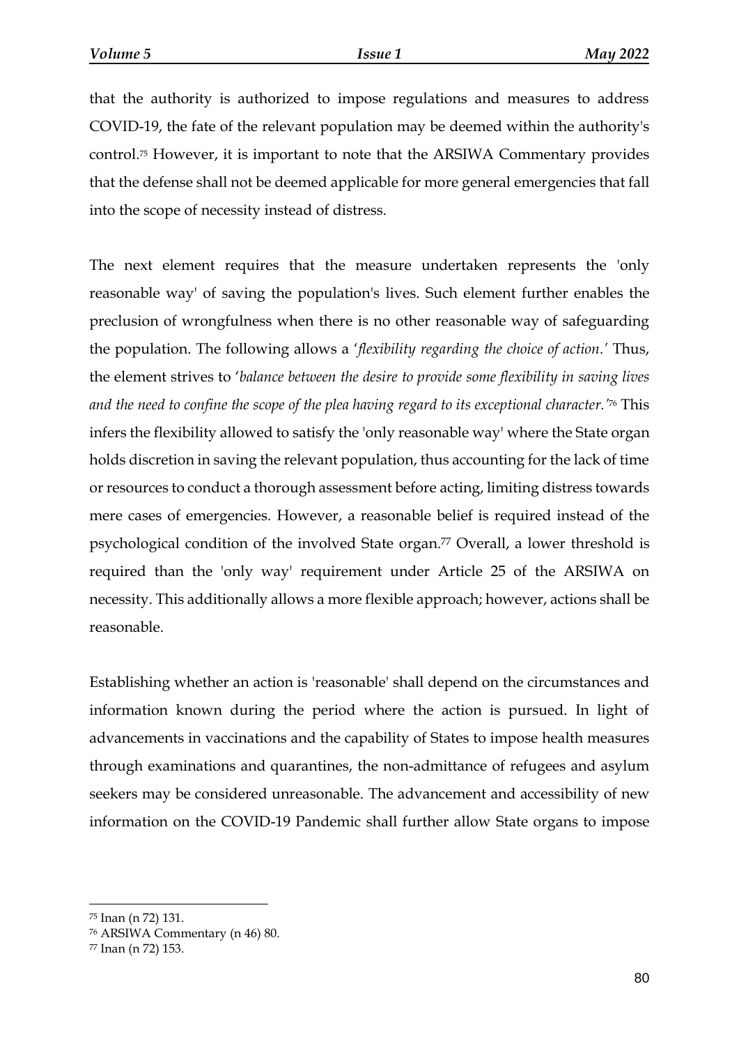that the authority is authorized to impose regulations and measures to address COVID-19, the fate of the relevant population may be deemed within the authority's control.[75] However, it is important to note that the ARSIWA Commentary provides that the defense shall not be deemed applicable for more general emergencies that fall into the scope of necessity instead of distress.

The next element requires that the measure undertaken represents the 'only reasonable way' of saving the population's lives. Such element further enables the preclusion of wrongfulness when there is no other reasonable way of safeguarding the population. The following allows a '*flexibility regarding the choice of action.*' Thus, the element strives to '*balance between the desire to provide some flexibility in saving lives and the need to confine the scope of the plea having regard to its exceptional character.*'[76] This infers the flexibility allowed to satisfy the 'only reasonable way' where the State organ holds discretion in saving the relevant population, thus accounting for the lack of time or resources to conduct a thorough assessment before acting, limiting distress towards mere cases of emergencies. However, a reasonable belief is required instead of the psychological condition of the involved State organ.[77] Overall, a lower threshold is required than the 'only way' requirement under Article 25 of the ARSIWA on necessity. This additionally allows a more flexible approach; however, actions shall be reasonable.

Establishing whether an action is 'reasonable' shall depend on the circumstances and information known during the period where the action is pursued. In light of advancements in vaccinations and the capability of States to impose health measures through examinations and quarantines, the non-admittance of refugees and asylum seekers may be considered unreasonable. The advancement and accessibility of new information on the COVID-19 Pandemic shall further allow State organs to impose

---

[75] Inan (n 72) 131.

[76] ARSIWA Commentary (n 46) 80.

[77] Inan (n 72) 153.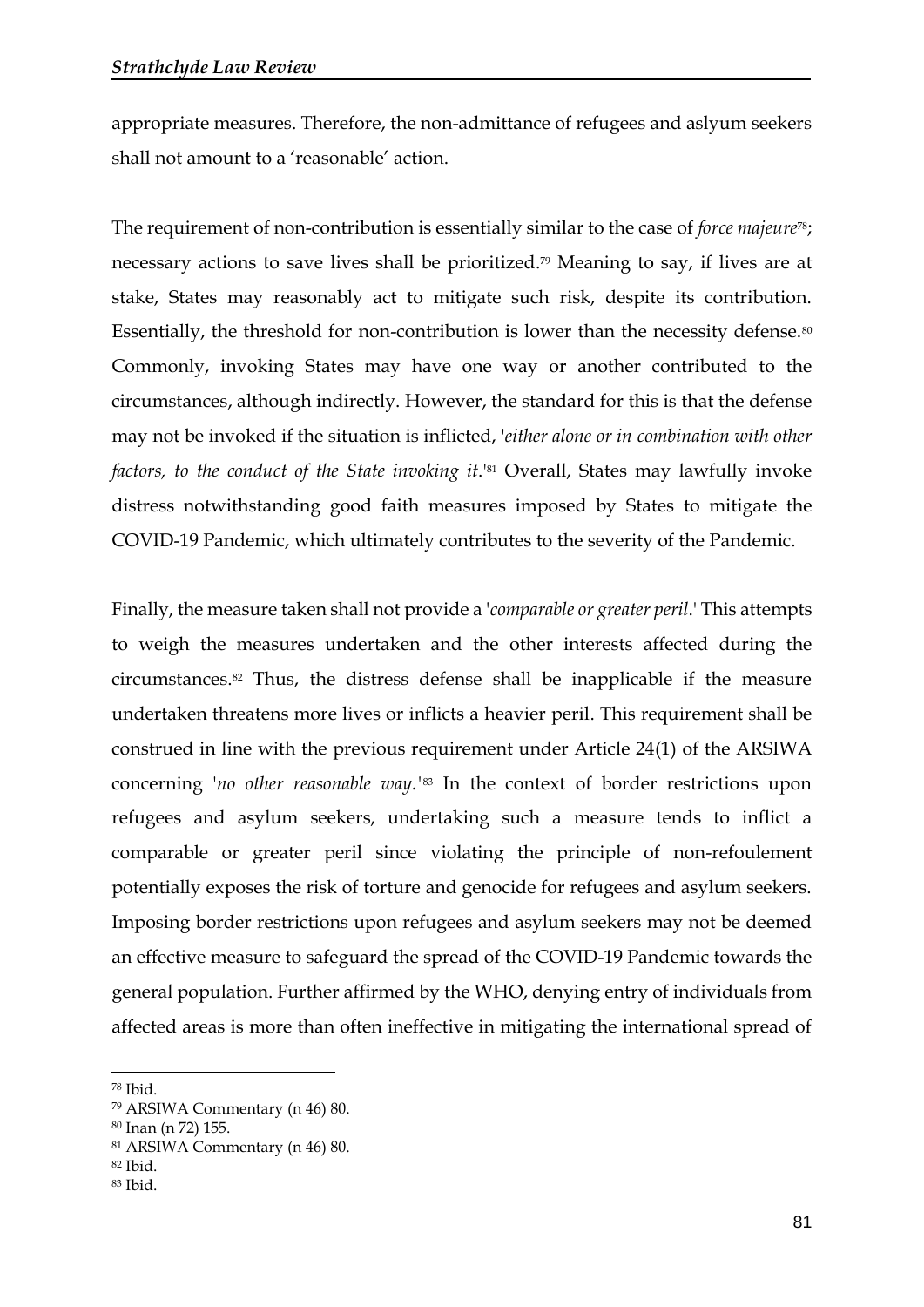appropriate measures. Therefore, the non-admittance of refugees and aslyum seekers shall not amount to a 'reasonable' action.

The requirement of non-contribution is essentially similar to the case of *force majeure*[78]; necessary actions to save lives shall be prioritized.[79] Meaning to say, if lives are at stake, States may reasonably act to mitigate such risk, despite its contribution. Essentially, the threshold for non-contribution is lower than the necessity defense.[80] Commonly, invoking States may have one way or another contributed to the circumstances, although indirectly. However, the standard for this is that the defense may not be invoked if the situation is inflicted, '*either alone or in combination with other factors, to the conduct of the State invoking it*.'[81] Overall, States may lawfully invoke distress notwithstanding good faith measures imposed by States to mitigate the COVID-19 Pandemic, which ultimately contributes to the severity of the Pandemic.

Finally, the measure taken shall not provide a '*comparable or greater peril*.' This attempts to weigh the measures undertaken and the other interests affected during the circumstances.[82] Thus, the distress defense shall be inapplicable if the measure undertaken threatens more lives or inflicts a heavier peril. This requirement shall be construed in line with the previous requirement under Article 24(1) of the ARSIWA concerning '*no other reasonable way*.'[83] In the context of border restrictions upon refugees and asylum seekers, undertaking such a measure tends to inflict a comparable or greater peril since violating the principle of non-refoulement potentially exposes the risk of torture and genocide for refugees and asylum seekers. Imposing border restrictions upon refugees and asylum seekers may not be deemed an effective measure to safeguard the spread of the COVID-19 Pandemic towards the general population. Further affirmed by the WHO, denying entry of individuals from affected areas is more than often ineffective in mitigating the international spread of

---

[78] Ibid.
[79] ARSIWA Commentary (n 46) 80.
[80] Inan (n 72) 155.
[81] ARSIWA Commentary (n 46) 80.
[82] Ibid.
[83] Ibid.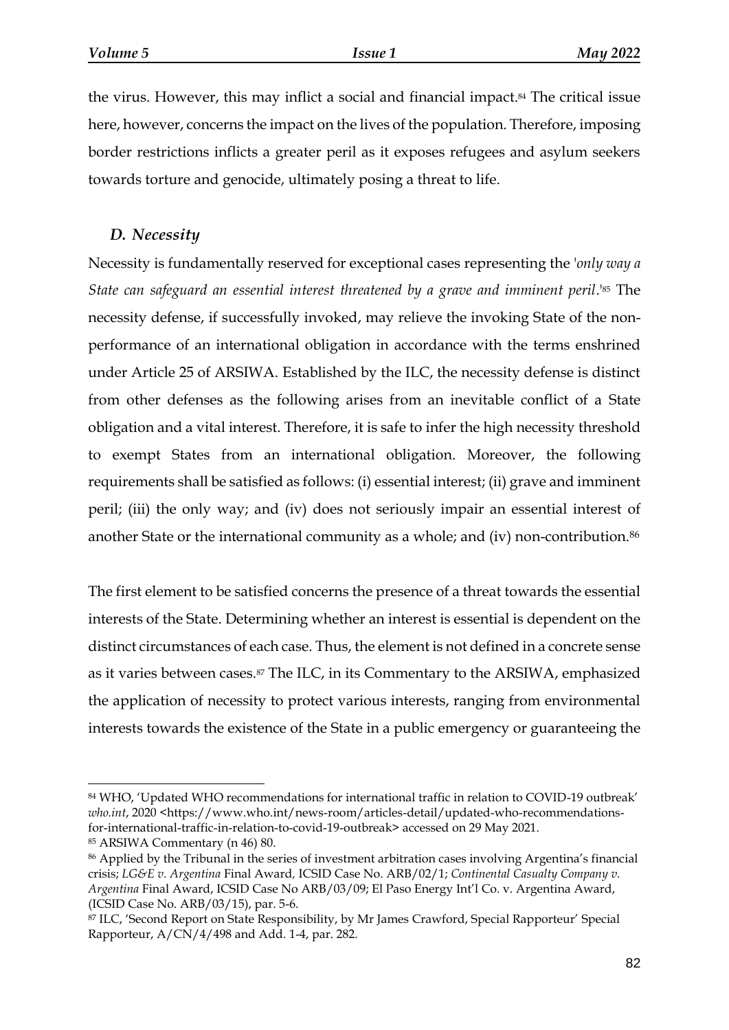the virus. However, this may inflict a social and financial impact.[84] The critical issue here, however, concerns the impact on the lives of the population. Therefore, imposing border restrictions inflicts a greater peril as it exposes refugees and asylum seekers towards torture and genocide, ultimately posing a threat to life.

### *D. Necessity*

Necessity is fundamentally reserved for exceptional cases representing the '*only way a State can safeguard an essential interest threatened by a grave and imminent peril*.'[85] The necessity defense, if successfully invoked, may relieve the invoking State of the non-performance of an international obligation in accordance with the terms enshrined under Article 25 of ARSIWA. Established by the ILC, the necessity defense is distinct from other defenses as the following arises from an inevitable conflict of a State obligation and a vital interest. Therefore, it is safe to infer the high necessity threshold to exempt States from an international obligation. Moreover, the following requirements shall be satisfied as follows: (i) essential interest; (ii) grave and imminent peril; (iii) the only way; and (iv) does not seriously impair an essential interest of another State or the international community as a whole; and (iv) non-contribution.[86]

The first element to be satisfied concerns the presence of a threat towards the essential interests of the State. Determining whether an interest is essential is dependent on the distinct circumstances of each case. Thus, the element is not defined in a concrete sense as it varies between cases.[87] The ILC, in its Commentary to the ARSIWA, emphasized the application of necessity to protect various interests, ranging from environmental interests towards the existence of the State in a public emergency or guaranteeing the

---

[84] WHO, 'Updated WHO recommendations for international traffic in relation to COVID-19 outbreak' *who.int*, 2020 <https://www.who.int/news-room/articles-detail/updated-who-recommendations-for-international-traffic-in-relation-to-covid-19-outbreak> accessed on 29 May 2021.

[85] ARSIWA Commentary (n 46) 80.

[86] Applied by the Tribunal in the series of investment arbitration cases involving Argentina's financial crisis; *LG&E v. Argentina* Final Award, ICSID Case No. ARB/02/1; *Continental Casualty Company v. Argentina* Final Award, ICSID Case No ARB/03/09; El Paso Energy Int'l Co. v. Argentina Award, (ICSID Case No. ARB/03/15), par. 5-6.

[87] ILC, 'Second Report on State Responsibility, by Mr James Crawford, Special Rapporteur' Special Rapporteur, A/CN/4/498 and Add. 1-4, par. 282.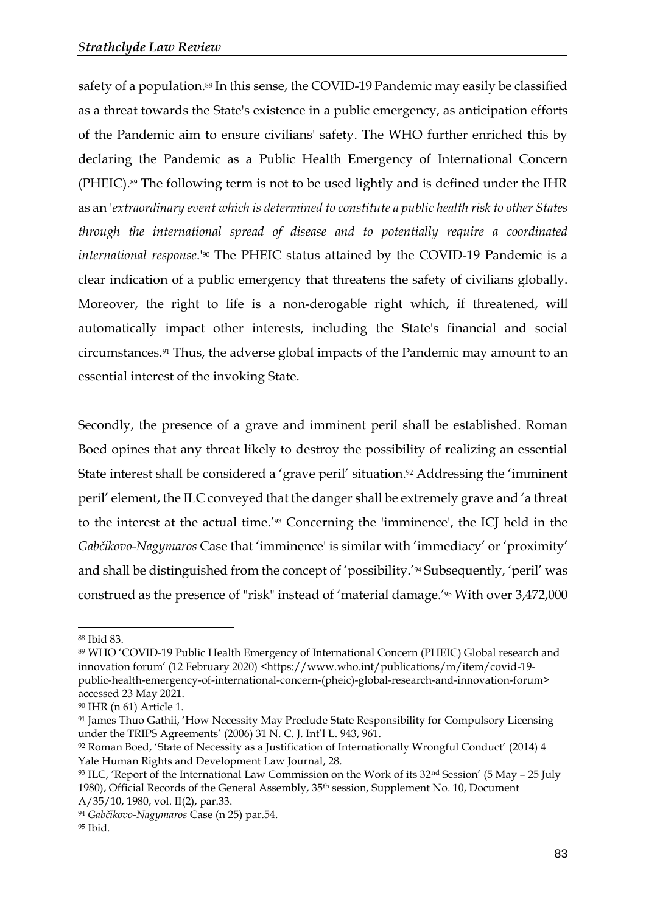safety of a population.[88] In this sense, the COVID-19 Pandemic may easily be classified as a threat towards the State's existence in a public emergency, as anticipation efforts of the Pandemic aim to ensure civilians' safety. The WHO further enriched this by declaring the Pandemic as a Public Health Emergency of International Concern (PHEIC).[89] The following term is not to be used lightly and is defined under the IHR as an '*extraordinary event which is determined to constitute a public health risk to other States through the international spread of disease and to potentially require a coordinated international response*.'[90] The PHEIC status attained by the COVID-19 Pandemic is a clear indication of a public emergency that threatens the safety of civilians globally. Moreover, the right to life is a non-derogable right which, if threatened, will automatically impact other interests, including the State's financial and social circumstances.[91] Thus, the adverse global impacts of the Pandemic may amount to an essential interest of the invoking State.

Secondly, the presence of a grave and imminent peril shall be established. Roman Boed opines that any threat likely to destroy the possibility of realizing an essential State interest shall be considered a 'grave peril' situation.[92] Addressing the 'imminent peril' element, the ILC conveyed that the danger shall be extremely grave and 'a threat to the interest at the actual time.'[93] Concerning the 'imminence', the ICJ held in the *Gabčikovo-Nagymaros* Case that 'imminence' is similar with 'immediacy' or 'proximity' and shall be distinguished from the concept of 'possibility.'[94] Subsequently, 'peril' was construed as the presence of "risk" instead of 'material damage.'[95] With over 3,472,000

---

[88] Ibid 83.

[89] WHO 'COVID-19 Public Health Emergency of International Concern (PHEIC) Global research and innovation forum' (12 February 2020) <https://www.who.int/publications/m/item/covid-19-public-health-emergency-of-international-concern-(pheic)-global-research-and-innovation-forum> accessed 23 May 2021.

[90] IHR (n 61) Article 1.

[91] James Thuo Gathii, 'How Necessity May Preclude State Responsibility for Compulsory Licensing under the TRIPS Agreements' (2006) 31 N. C. J. Int'l L. 943, 961.

[92] Roman Boed, 'State of Necessity as a Justification of Internationally Wrongful Conduct' (2014) 4 Yale Human Rights and Development Law Journal, 28.

[93] ILC, 'Report of the International Law Commission on the Work of its 32nd Session' (5 May – 25 July 1980), Official Records of the General Assembly, 35th session, Supplement No. 10, Document A/35/10, 1980, vol. II(2), par.33.

[94] *Gabčikovo-Nagymaros* Case (n 25) par.54.

[95] Ibid.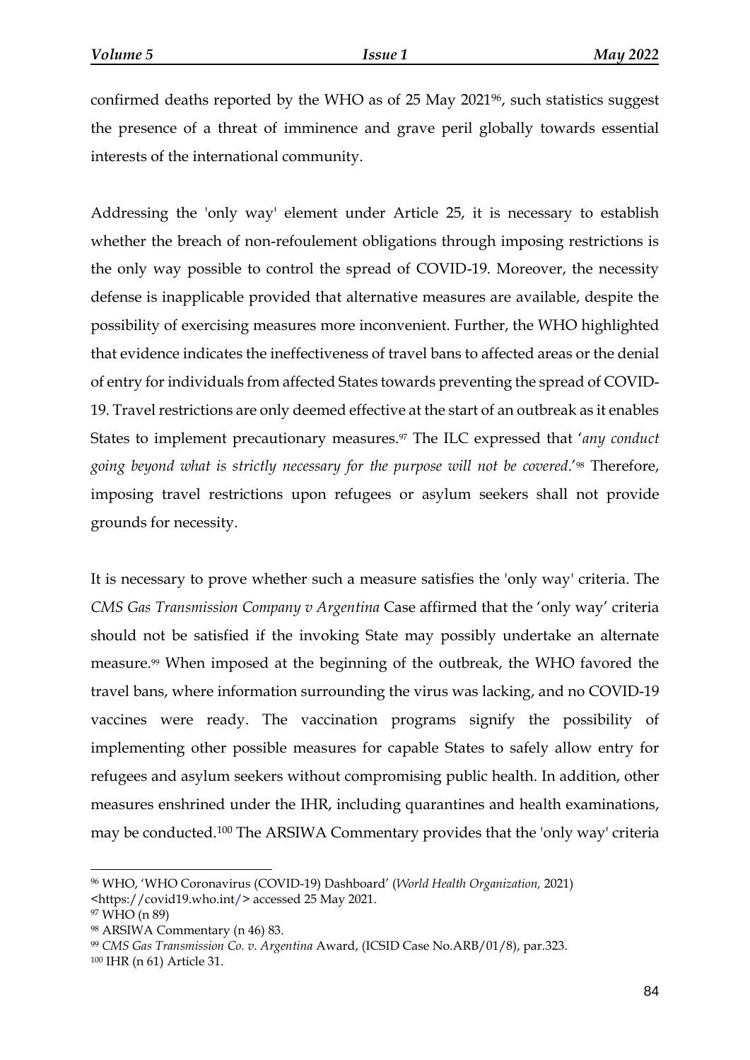confirmed deaths reported by the WHO as of 25 May 2021[96], such statistics suggest the presence of a threat of imminence and grave peril globally towards essential interests of the international community.

Addressing the 'only way' element under Article 25, it is necessary to establish whether the breach of non-refoulement obligations through imposing restrictions is the only way possible to control the spread of COVID-19. Moreover, the necessity defense is inapplicable provided that alternative measures are available, despite the possibility of exercising measures more inconvenient. Further, the WHO highlighted that evidence indicates the ineffectiveness of travel bans to affected areas or the denial of entry for individuals from affected States towards preventing the spread of COVID-19. Travel restrictions are only deemed effective at the start of an outbreak as it enables States to implement precautionary measures.[97] The ILC expressed that '*any conduct going beyond what is strictly necessary for the purpose will not be covered*.'[98] Therefore, imposing travel restrictions upon refugees or asylum seekers shall not provide grounds for necessity.

It is necessary to prove whether such a measure satisfies the 'only way' criteria. The *CMS Gas Transmission Company v Argentina* Case affirmed that the 'only way' criteria should not be satisfied if the invoking State may possibly undertake an alternate measure.[99] When imposed at the beginning of the outbreak, the WHO favored the travel bans, where information surrounding the virus was lacking, and no COVID-19 vaccines were ready. The vaccination programs signify the possibility of implementing other possible measures for capable States to safely allow entry for refugees and asylum seekers without compromising public health. In addition, other measures enshrined under the IHR, including quarantines and health examinations, may be conducted.[100] The ARSIWA Commentary provides that the 'only way' criteria

---

[96] WHO, 'WHO Coronavirus (COVID-19) Dashboard' (*World Health Organization,* 2021) <https://covid19.who.int/> accessed 25 May 2021.

[97] WHO (n 89)

[98] ARSIWA Commentary (n 46) 83.

[99] *CMS Gas Transmission Co. v. Argentina* Award, (ICSID Case No.ARB/01/8), par.323.

[100] IHR (n 61) Article 31.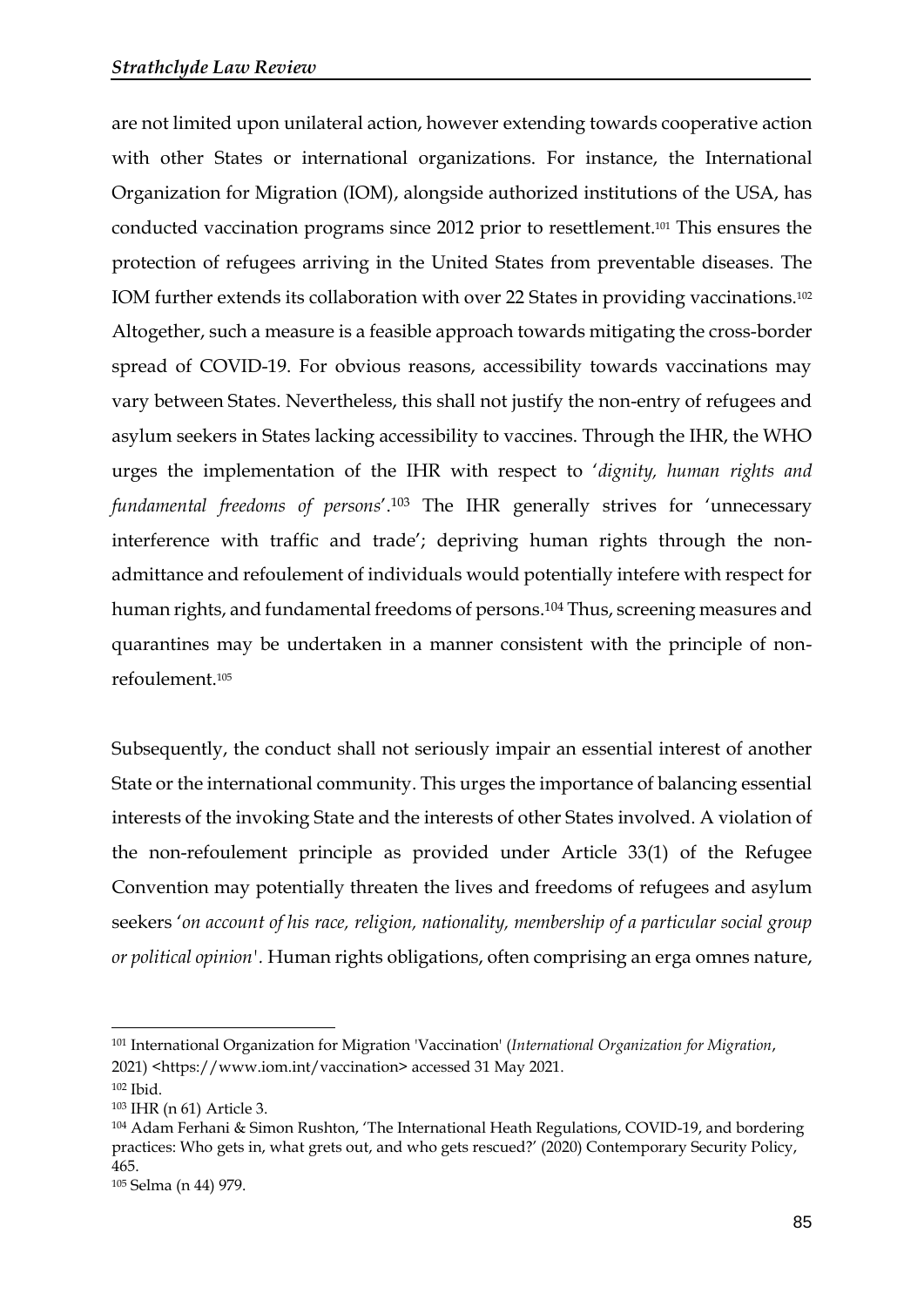are not limited upon unilateral action, however extending towards cooperative action with other States or international organizations. For instance, the International Organization for Migration (IOM), alongside authorized institutions of the USA, has conducted vaccination programs since 2012 prior to resettlement.[101] This ensures the protection of refugees arriving in the United States from preventable diseases. The IOM further extends its collaboration with over 22 States in providing vaccinations.[102] Altogether, such a measure is a feasible approach towards mitigating the cross-border spread of COVID-19. For obvious reasons, accessibility towards vaccinations may vary between States. Nevertheless, this shall not justify the non-entry of refugees and asylum seekers in States lacking accessibility to vaccines. Through the IHR, the WHO urges the implementation of the IHR with respect to '*dignity, human rights and fundamental freedoms of persons*'.[103] The IHR generally strives for 'unnecessary interference with traffic and trade'; depriving human rights through the non-admittance and refoulement of individuals would potentially intefere with respect for human rights, and fundamental freedoms of persons.[104] Thus, screening measures and quarantines may be undertaken in a manner consistent with the principle of non-refoulement.[105]

Subsequently, the conduct shall not seriously impair an essential interest of another State or the international community. This urges the importance of balancing essential interests of the invoking State and the interests of other States involved. A violation of the non-refoulement principle as provided under Article 33(1) of the Refugee Convention may potentially threaten the lives and freedoms of refugees and asylum seekers '*on account of his race, religion, nationality, membership of a particular social group or political opinion*'. Human rights obligations, often comprising an erga omnes nature,

---

[101] International Organization for Migration 'Vaccination' (*International Organization for Migration*, 2021) <https://www.iom.int/vaccination> accessed 31 May 2021.

[102] Ibid.

[103] IHR (n 61) Article 3.

[104] Adam Ferhani & Simon Rushton, 'The International Heath Regulations, COVID-19, and bordering practices: Who gets in, what grets out, and who gets rescued?' (2020) Contemporary Security Policy, 465.

[105] Selma (n 44) 979.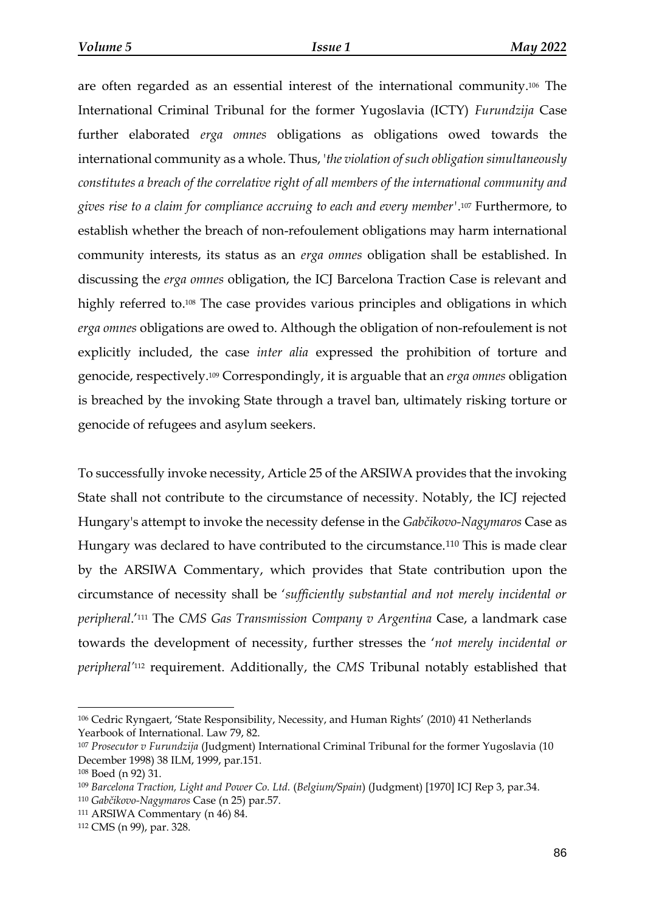are often regarded as an essential interest of the international community.[106] The International Criminal Tribunal for the former Yugoslavia (ICTY) *Furundzija* Case further elaborated *erga omnes* obligations as obligations owed towards the international community as a whole. Thus, '*the violation of such obligation simultaneously constitutes a breach of the correlative right of all members of the international community and gives rise to a claim for compliance accruing to each and every member*'.[107] Furthermore, to establish whether the breach of non-refoulement obligations may harm international community interests, its status as an *erga omnes* obligation shall be established. In discussing the *erga omnes* obligation, the ICJ Barcelona Traction Case is relevant and highly referred to.[108] The case provides various principles and obligations in which *erga omnes* obligations are owed to. Although the obligation of non-refoulement is not explicitly included, the case *inter alia* expressed the prohibition of torture and genocide, respectively.[109] Correspondingly, it is arguable that an *erga omnes* obligation is breached by the invoking State through a travel ban, ultimately risking torture or genocide of refugees and asylum seekers.

To successfully invoke necessity, Article 25 of the ARSIWA provides that the invoking State shall not contribute to the circumstance of necessity. Notably, the ICJ rejected Hungary's attempt to invoke the necessity defense in the *Gabčikovo-Nagymaros* Case as Hungary was declared to have contributed to the circumstance.[110] This is made clear by the ARSIWA Commentary, which provides that State contribution upon the circumstance of necessity shall be '*sufficiently substantial and not merely incidental or peripheral*.'[111] The *CMS Gas Transmission Company v Argentina* Case, a landmark case towards the development of necessity, further stresses the '*not merely incidental or peripheral*'[112] requirement. Additionally, the *CMS* Tribunal notably established that

---

[106] Cedric Ryngaert, 'State Responsibility, Necessity, and Human Rights' (2010) 41 Netherlands Yearbook of International. Law 79, 82.

[107] *Prosecutor v Furundzija* (Judgment) International Criminal Tribunal for the former Yugoslavia (10 December 1998) 38 ILM, 1999, par.151.

[108] Boed (n 92) 31.

[109] *Barcelona Traction, Light and Power Co. Ltd.* (*Belgium/Spain*) (Judgment) [1970] ICJ Rep 3, par.34.

[110] *Gabčikovo-Nagymaros* Case (n 25) par.57.

[111] ARSIWA Commentary (n 46) 84.

[112] CMS (n 99), par. 328.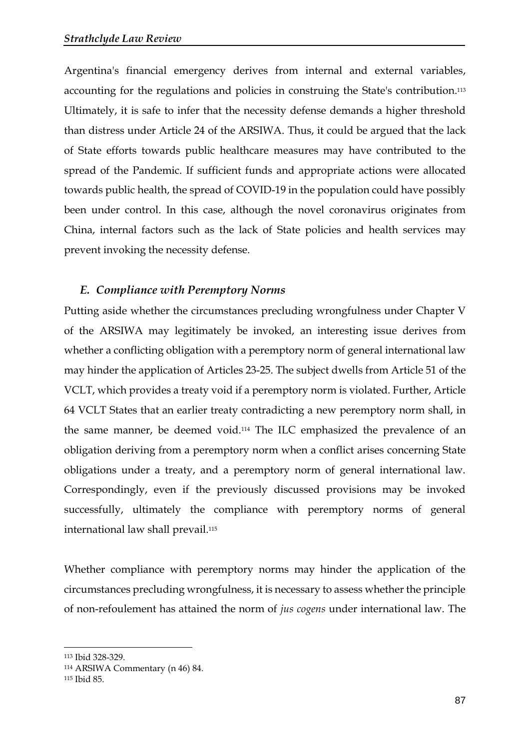Argentina's financial emergency derives from internal and external variables, accounting for the regulations and policies in construing the State's contribution.[113] Ultimately, it is safe to infer that the necessity defense demands a higher threshold than distress under Article 24 of the ARSIWA. Thus, it could be argued that the lack of State efforts towards public healthcare measures may have contributed to the spread of the Pandemic. If sufficient funds and appropriate actions were allocated towards public health, the spread of COVID-19 in the population could have possibly been under control. In this case, although the novel coronavirus originates from China, internal factors such as the lack of State policies and health services may prevent invoking the necessity defense.

### *E. Compliance with Peremptory Norms*

Putting aside whether the circumstances precluding wrongfulness under Chapter V of the ARSIWA may legitimately be invoked, an interesting issue derives from whether a conflicting obligation with a peremptory norm of general international law may hinder the application of Articles 23-25. The subject dwells from Article 51 of the VCLT, which provides a treaty void if a peremptory norm is violated. Further, Article 64 VCLT States that an earlier treaty contradicting a new peremptory norm shall, in the same manner, be deemed void.[114] The ILC emphasized the prevalence of an obligation deriving from a peremptory norm when a conflict arises concerning State obligations under a treaty, and a peremptory norm of general international law. Correspondingly, even if the previously discussed provisions may be invoked successfully, ultimately the compliance with peremptory norms of general international law shall prevail.[115]

Whether compliance with peremptory norms may hinder the application of the circumstances precluding wrongfulness, it is necessary to assess whether the principle of non-refoulement has attained the norm of *jus cogens* under international law. The

---

[113] Ibid 328-329.

[114] ARSIWA Commentary (n 46) 84.

[115] Ibid 85.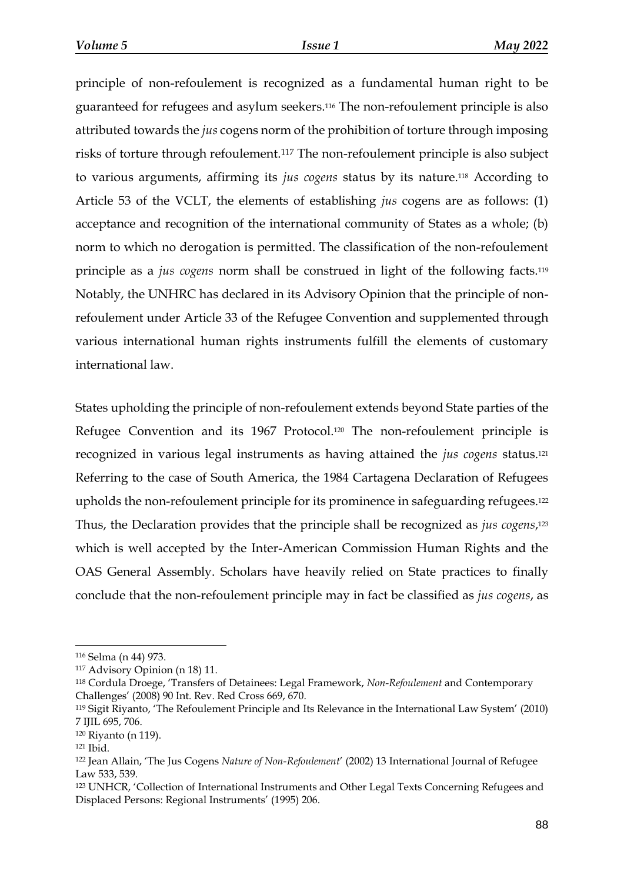principle of non-refoulement is recognized as a fundamental human right to be guaranteed for refugees and asylum seekers.[116] The non-refoulement principle is also attributed towards the *jus* cogens norm of the prohibition of torture through imposing risks of torture through refoulement.[117] The non-refoulement principle is also subject to various arguments, affirming its *jus cogens* status by its nature.[118] According to Article 53 of the VCLT, the elements of establishing *jus* cogens are as follows: (1) acceptance and recognition of the international community of States as a whole; (b) norm to which no derogation is permitted. The classification of the non-refoulement principle as a *jus cogens* norm shall be construed in light of the following facts.[119] Notably, the UNHRC has declared in its Advisory Opinion that the principle of non-refoulement under Article 33 of the Refugee Convention and supplemented through various international human rights instruments fulfill the elements of customary international law.

States upholding the principle of non-refoulement extends beyond State parties of the Refugee Convention and its 1967 Protocol.[120] The non-refoulement principle is recognized in various legal instruments as having attained the *jus cogens* status.[121] Referring to the case of South America, the 1984 Cartagena Declaration of Refugees upholds the non-refoulement principle for its prominence in safeguarding refugees.[122] Thus, the Declaration provides that the principle shall be recognized as *jus cogens*,[123] which is well accepted by the Inter-American Commission Human Rights and the OAS General Assembly. Scholars have heavily relied on State practices to finally conclude that the non-refoulement principle may in fact be classified as *jus cogens*, as

---

[116] Selma (n 44) 973.

[117] Advisory Opinion (n 18) 11.

[118] Cordula Droege, 'Transfers of Detainees: Legal Framework, *Non-Refoulement* and Contemporary Challenges' (2008) 90 Int. Rev. Red Cross 669, 670.

[119] Sigit Riyanto, 'The Refoulement Principle and Its Relevance in the International Law System' (2010) 7 IJIL 695, 706.

[120] Riyanto (n 119).

[121] Ibid.

[122] Jean Allain, 'The Jus Cogens *Nature of Non-Refoulement*' (2002) 13 International Journal of Refugee Law 533, 539.

[123] UNHCR, 'Collection of International Instruments and Other Legal Texts Concerning Refugees and Displaced Persons: Regional Instruments' (1995) 206.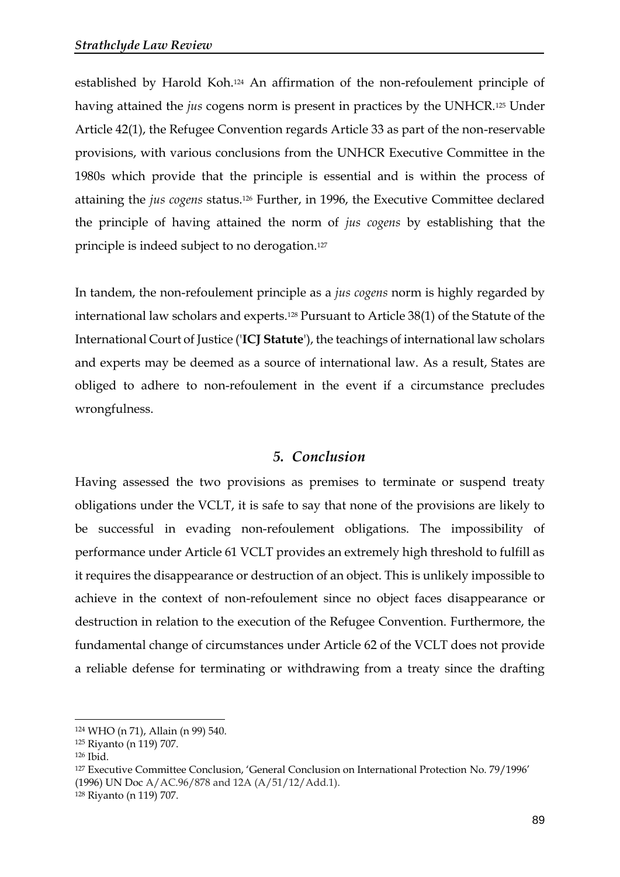established by Harold Koh.[124] An affirmation of the non-refoulement principle of having attained the *jus* cogens norm is present in practices by the UNHCR.[125] Under Article 42(1), the Refugee Convention regards Article 33 as part of the non-reservable provisions, with various conclusions from the UNHCR Executive Committee in the 1980s which provide that the principle is essential and is within the process of attaining the *jus cogens* status.[126] Further, in 1996, the Executive Committee declared the principle of having attained the norm of *jus cogens* by establishing that the principle is indeed subject to no derogation.[127]

In tandem, the non-refoulement principle as a *jus cogens* norm is highly regarded by international law scholars and experts.[128] Pursuant to Article 38(1) of the Statute of the International Court of Justice ('**ICJ Statute**'), the teachings of international law scholars and experts may be deemed as a source of international law. As a result, States are obliged to adhere to non-refoulement in the event if a circumstance precludes wrongfulness.

## *5. Conclusion*

Having assessed the two provisions as premises to terminate or suspend treaty obligations under the VCLT, it is safe to say that none of the provisions are likely to be successful in evading non-refoulement obligations. The impossibility of performance under Article 61 VCLT provides an extremely high threshold to fulfill as it requires the disappearance or destruction of an object. This is unlikely impossible to achieve in the context of non-refoulement since no object faces disappearance or destruction in relation to the execution of the Refugee Convention. Furthermore, the fundamental change of circumstances under Article 62 of the VCLT does not provide a reliable defense for terminating or withdrawing from a treaty since the drafting

---

[124] WHO (n 71), Allain (n 99) 540.

[125] Riyanto (n 119) 707.

[126] Ibid.

[127] Executive Committee Conclusion, 'General Conclusion on International Protection No. 79/1996' (1996) UN Doc A/AC.96/878 and 12A (A/51/12/Add.1).

[128] Riyanto (n 119) 707.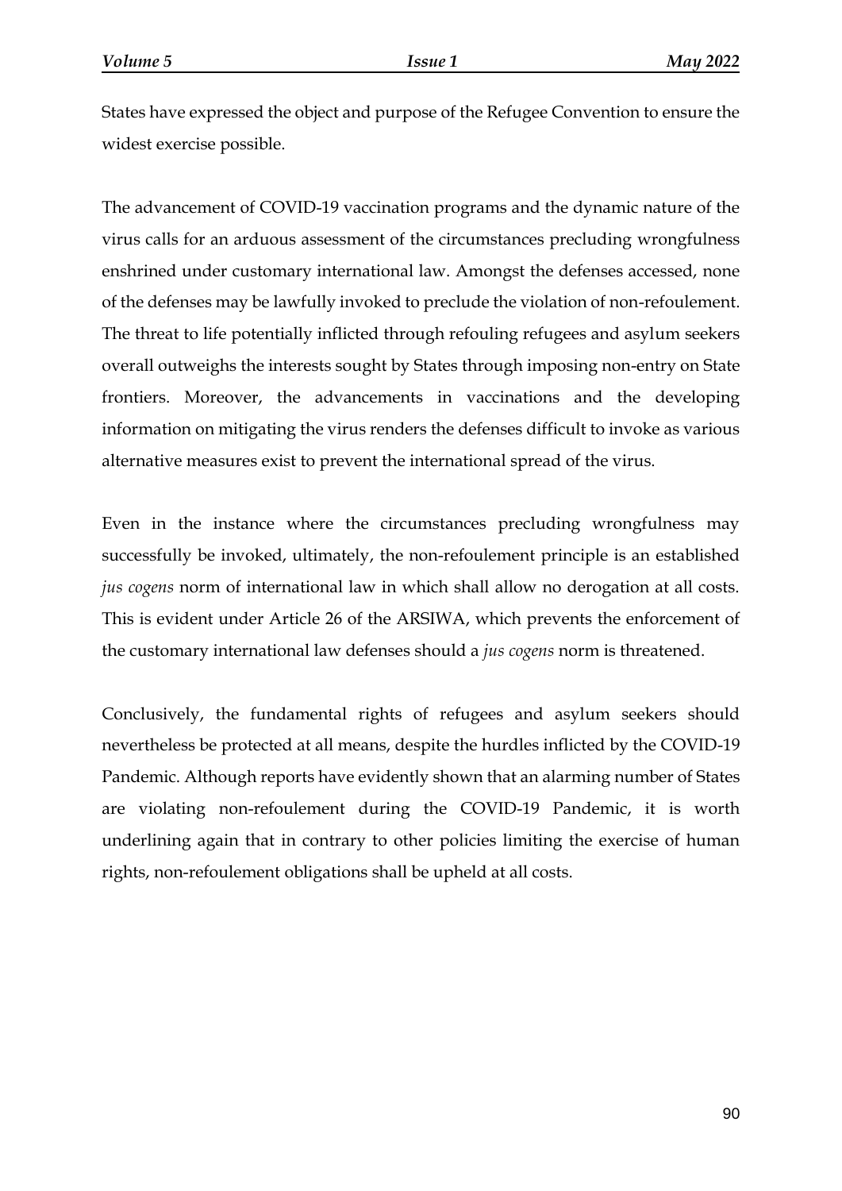States have expressed the object and purpose of the Refugee Convention to ensure the widest exercise possible.

The advancement of COVID-19 vaccination programs and the dynamic nature of the virus calls for an arduous assessment of the circumstances precluding wrongfulness enshrined under customary international law. Amongst the defenses accessed, none of the defenses may be lawfully invoked to preclude the violation of non-refoulement. The threat to life potentially inflicted through refouling refugees and asylum seekers overall outweighs the interests sought by States through imposing non-entry on State frontiers. Moreover, the advancements in vaccinations and the developing information on mitigating the virus renders the defenses difficult to invoke as various alternative measures exist to prevent the international spread of the virus.

Even in the instance where the circumstances precluding wrongfulness may successfully be invoked, ultimately, the non-refoulement principle is an established *jus cogens* norm of international law in which shall allow no derogation at all costs. This is evident under Article 26 of the ARSIWA, which prevents the enforcement of the customary international law defenses should a *jus cogens* norm is threatened.

Conclusively, the fundamental rights of refugees and asylum seekers should nevertheless be protected at all means, despite the hurdles inflicted by the COVID-19 Pandemic. Although reports have evidently shown that an alarming number of States are violating non-refoulement during the COVID-19 Pandemic, it is worth underlining again that in contrary to other policies limiting the exercise of human rights, non-refoulement obligations shall be upheld at all costs.